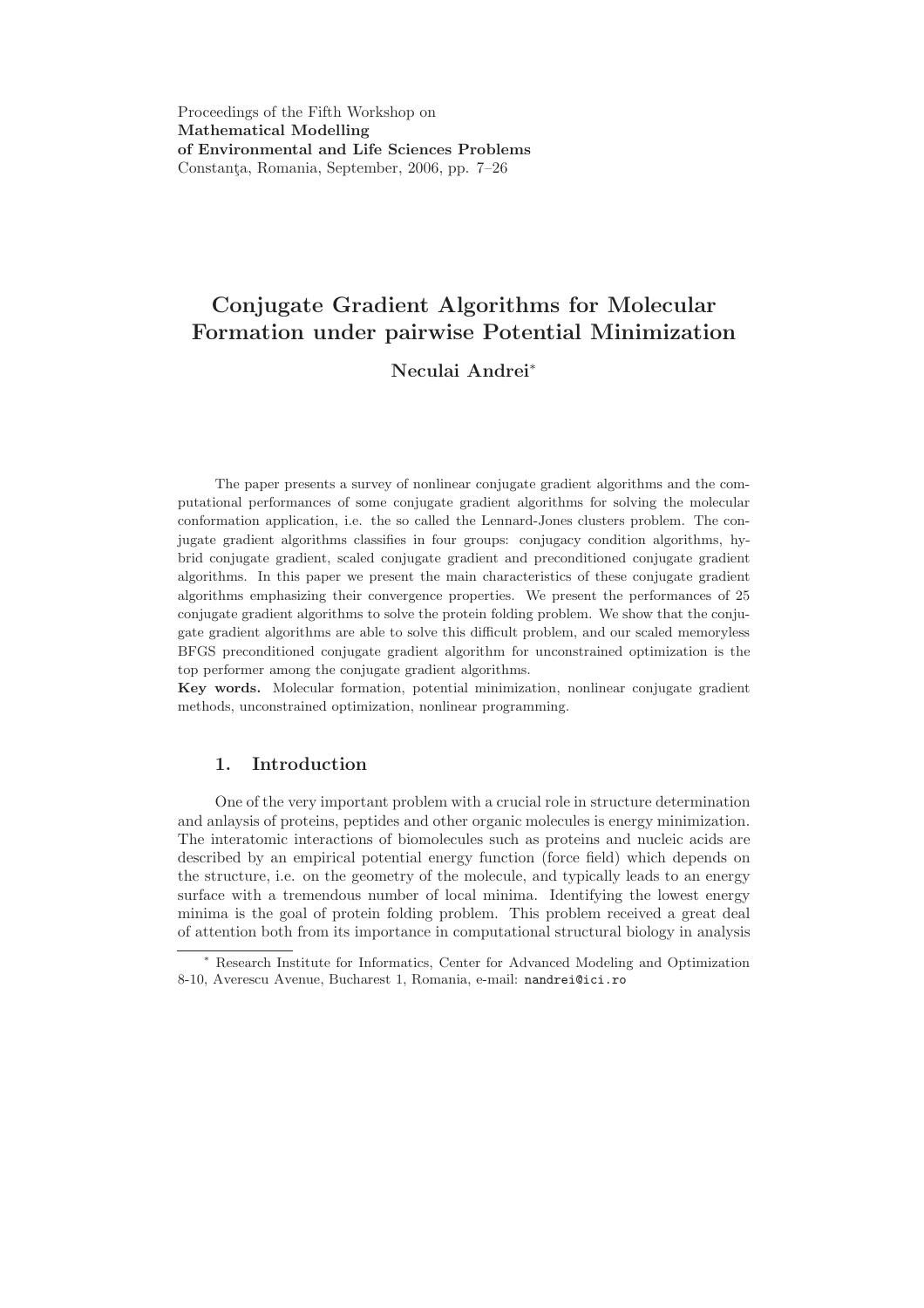Proceedings of the Fifth Workshop on
**Mathematical Modelling**
**of Environmental and Life Sciences Problems**
Constanţa, Romania, September, 2006, pp. 7–26

# Conjugate Gradient Algorithms for Molecular Formation under pairwise Potential Minimization

**Neculai Andrei**[*]

The paper presents a survey of nonlinear conjugate gradient algorithms and the computational performances of some conjugate gradient algorithms for solving the molecular conformation application, i.e. the so called the Lennard-Jones clusters problem. The conjugate gradient algorithms classifies in four groups: conjugacy condition algorithms, hybrid conjugate gradient, scaled conjugate gradient and preconditioned conjugate gradient algorithms. In this paper we present the main characteristics of these conjugate gradient algorithms emphasizing their convergence properties. We present the performances of 25 conjugate gradient algorithms to solve the protein folding problem. We show that the conjugate gradient algorithms are able to solve this difficult problem, and our scaled memoryless BFGS preconditioned conjugate gradient algorithm for unconstrained optimization is the top performer among the conjugate gradient algorithms.

**Key words.** Molecular formation, potential minimization, nonlinear conjugate gradient methods, unconstrained optimization, nonlinear programming.

## 1. Introduction

One of the very important problem with a crucial role in structure determination and anlaysis of proteins, peptides and other organic molecules is energy minimization. The interatomic interactions of biomolecules such as proteins and nucleic acids are described by an empirical potential energy function (force field) which depends on the structure, i.e. on the geometry of the molecule, and typically leads to an energy surface with a tremendous number of local minima. Identifying the lowest energy minima is the goal of protein folding problem. This problem received a great deal of attention both from its importance in computational structural biology in analysis

[*] Research Institute for Informatics, Center for Advanced Modeling and Optimization 8-10, Averescu Avenue, Bucharest 1, Romania, e-mail: nandrei@ici.ro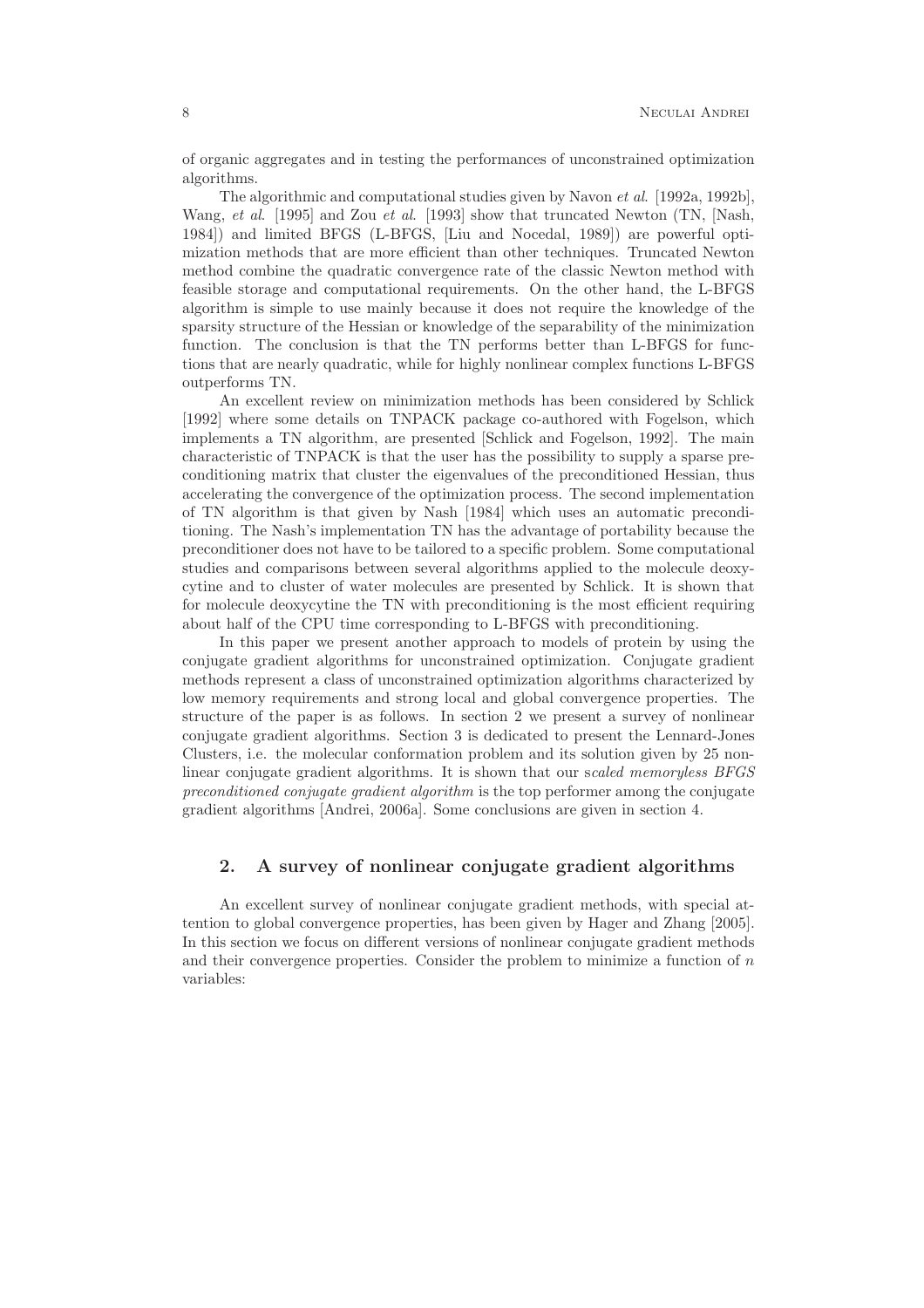of organic aggregates and in testing the performances of unconstrained optimization algorithms.

The algorithmic and computational studies given by Navon *et al*. [1992a, 1992b], Wang, *et al*. [1995] and Zou *et al*. [1993] show that truncated Newton (TN, [Nash, 1984]) and limited BFGS (L-BFGS, [Liu and Nocedal, 1989]) are powerful optimization methods that are more efficient than other techniques. Truncated Newton method combine the quadratic convergence rate of the classic Newton method with feasible storage and computational requirements. On the other hand, the L-BFGS algorithm is simple to use mainly because it does not require the knowledge of the sparsity structure of the Hessian or knowledge of the separability of the minimization function. The conclusion is that the TN performs better than L-BFGS for functions that are nearly quadratic, while for highly nonlinear complex functions L-BFGS outperforms TN.

An excellent review on minimization methods has been considered by Schlick [1992] where some details on TNPACK package co-authored with Fogelson, which implements a TN algorithm, are presented [Schlick and Fogelson, 1992]. The main characteristic of TNPACK is that the user has the possibility to supply a sparse preconditioning matrix that cluster the eigenvalues of the preconditioned Hessian, thus accelerating the convergence of the optimization process. The second implementation of TN algorithm is that given by Nash [1984] which uses an automatic preconditioning. The Nash's implementation TN has the advantage of portability because the preconditioner does not have to be tailored to a specific problem. Some computational studies and comparisons between several algorithms applied to the molecule deoxycytine and to cluster of water molecules are presented by Schlick. It is shown that for molecule deoxycytine the TN with preconditioning is the most efficient requiring about half of the CPU time corresponding to L-BFGS with preconditioning.

In this paper we present another approach to models of protein by using the conjugate gradient algorithms for unconstrained optimization. Conjugate gradient methods represent a class of unconstrained optimization algorithms characterized by low memory requirements and strong local and global convergence properties. The structure of the paper is as follows. In section 2 we present a survey of nonlinear conjugate gradient algorithms. Section 3 is dedicated to present the Lennard-Jones Clusters, i.e. the molecular conformation problem and its solution given by 25 nonlinear conjugate gradient algorithms. It is shown that our s*caled memoryless BFGS preconditioned conjugate gradient algorithm* is the top performer among the conjugate gradient algorithms [Andrei, 2006a]. Some conclusions are given in section 4.

## 2. A survey of nonlinear conjugate gradient algorithms

An excellent survey of nonlinear conjugate gradient methods, with special attention to global convergence properties, has been given by Hager and Zhang [2005]. In this section we focus on different versions of nonlinear conjugate gradient methods and their convergence properties. Consider the problem to minimize a function of $n$ variables: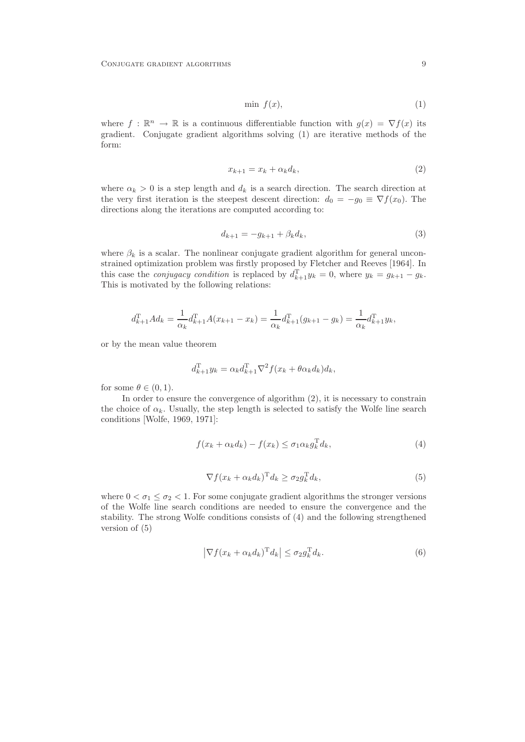$$\min\ f(x), \tag{1}$$

where $f : \mathbb{R}^n \to \mathbb{R}$ is a continuous differentiable function with $g(x) = \nabla f(x)$ its gradient. Conjugate gradient algorithms solving (1) are iterative methods of the form:

$$x_{k+1} = x_k + \alpha_k d_k, \tag{2}$$

where $\alpha_k > 0$ is a step length and $d_k$ is a search direction. The search direction at the very first iteration is the steepest descent direction: $d_0 = -g_0 \equiv \nabla f(x_0)$. The directions along the iterations are computed according to:

$$d_{k+1} = -g_{k+1} + \beta_k d_k, \tag{3}$$

where $\beta_k$ is a scalar. The nonlinear conjugate gradient algorithm for general unconstrained optimization problem was firstly proposed by Fletcher and Reeves [1964]. In this case the *conjugacy condition* is replaced by $d_{k+1}^{\mathrm{T}} y_k = 0$, where $y_k = g_{k+1} - g_k$. This is motivated by the following relations:

$$d_{k+1}^{\mathrm{T}} A d_k = \frac{1}{\alpha_k} d_{k+1}^{\mathrm{T}} A (x_{k+1} - x_k) = \frac{1}{\alpha_k} d_{k+1}^{\mathrm{T}} (g_{k+1} - g_k) = \frac{1}{\alpha_k} d_{k+1}^{\mathrm{T}} y_k,$$

or by the mean value theorem

$$d_{k+1}^{\mathrm{T}} y_k = \alpha_k d_{k+1}^{\mathrm{T}} \nabla^2 f(x_k + \theta \alpha_k d_k) d_k,$$

for some $\theta \in (0, 1)$.

In order to ensure the convergence of algorithm (2), it is necessary to constrain the choice of $\alpha_k$. Usually, the step length is selected to satisfy the Wolfe line search conditions [Wolfe, 1969, 1971]:

$$f(x_k + \alpha_k d_k) - f(x_k) \le \sigma_1 \alpha_k g_k^{\mathrm{T}} d_k, \tag{4}$$

$$\nabla f(x_k + \alpha_k d_k)^{\mathrm{T}} d_k \ge \sigma_2 g_k^{\mathrm{T}} d_k, \tag{5}$$

where $0 < \sigma_1 \le \sigma_2 < 1$. For some conjugate gradient algorithms the stronger versions of the Wolfe line search conditions are needed to ensure the convergence and the stability. The strong Wolfe conditions consists of (4) and the following strengthened version of (5)

$$\left| \nabla f(x_k + \alpha_k d_k)^{\mathrm{T}} d_k \right| \le \sigma_2 g_k^{\mathrm{T}} d_k. \tag{6}$$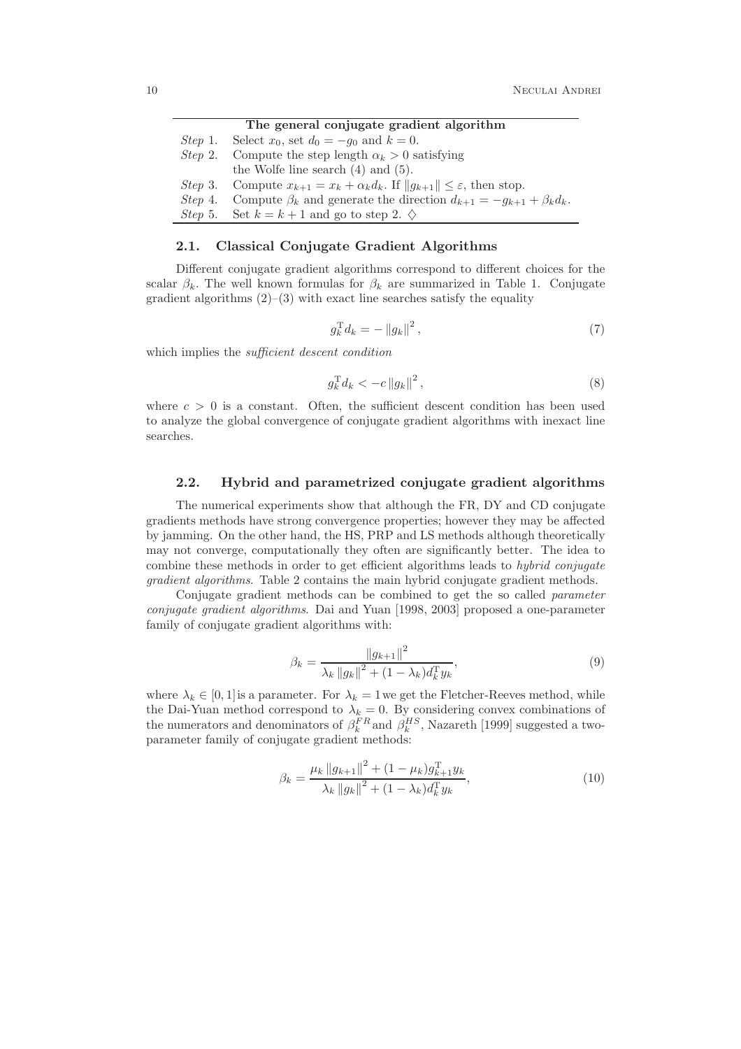**The general conjugate gradient algorithm**

| | |
|---|---|
| *Step* 1. | Select $x_0$, set $d_0 = -g_0$ and $k = 0$. |
| *Step* 2. | Compute the step length $\alpha_k > 0$ satisfying the Wolfe line search (4) and (5). |
| *Step* 3. | Compute $x_{k+1} = x_k + \alpha_k d_k$. If $\|g_{k+1}\| \leq \varepsilon$, then stop. |
| *Step* 4. | Compute $\beta_k$ and generate the direction $d_{k+1} = -g_{k+1} + \beta_k d_k$. |
| *Step* 5. | Set $k = k + 1$ and go to step 2. $\diamondsuit$ |

### 2.1. Classical Conjugate Gradient Algorithms

Different conjugate gradient algorithms correspond to different choices for the scalar $\beta_k$. The well known formulas for $\beta_k$ are summarized in Table 1. Conjugate gradient algorithms (2)–(3) with exact line searches satisfy the equality

$$g_k^{\mathrm{T}} d_k = -\|g_k\|^2, \tag{7}$$

which implies the *sufficient descent condition*

$$g_k^{\mathrm{T}} d_k < -c\|g_k\|^2, \tag{8}$$

where $c > 0$ is a constant. Often, the sufficient descent condition has been used to analyze the global convergence of conjugate gradient algorithms with inexact line searches.

### 2.2. Hybrid and parametrized conjugate gradient algorithms

The numerical experiments show that although the FR, DY and CD conjugate gradients methods have strong convergence properties; however they may be affected by jamming. On the other hand, the HS, PRP and LS methods although theoretically may not converge, computationally they often are significantly better. The idea to combine these methods in order to get efficient algorithms leads to *hybrid conjugate gradient algorithms*. Table 2 contains the main hybrid conjugate gradient methods.

Conjugate gradient methods can be combined to get the so called *parameter conjugate gradient algorithms*. Dai and Yuan [1998, 2003] proposed a one-parameter family of conjugate gradient algorithms with:

$$\beta_k = \frac{\|g_{k+1}\|^2}{\lambda_k \|g_k\|^2 + (1-\lambda_k) d_k^{\mathrm{T}} y_k}, \tag{9}$$

where $\lambda_k \in [0, 1]$ is a parameter. For $\lambda_k = 1$ we get the Fletcher-Reeves method, while the Dai-Yuan method correspond to $\lambda_k = 0$. By considering convex combinations of the numerators and denominators of $\beta_k^{FR}$ and $\beta_k^{HS}$, Nazareth [1999] suggested a two-parameter family of conjugate gradient methods:

$$\beta_k = \frac{\mu_k \|g_{k+1}\|^2 + (1-\mu_k) g_{k+1}^{\mathrm{T}} y_k}{\lambda_k \|g_k\|^2 + (1-\lambda_k) d_k^{\mathrm{T}} y_k}, \tag{10}$$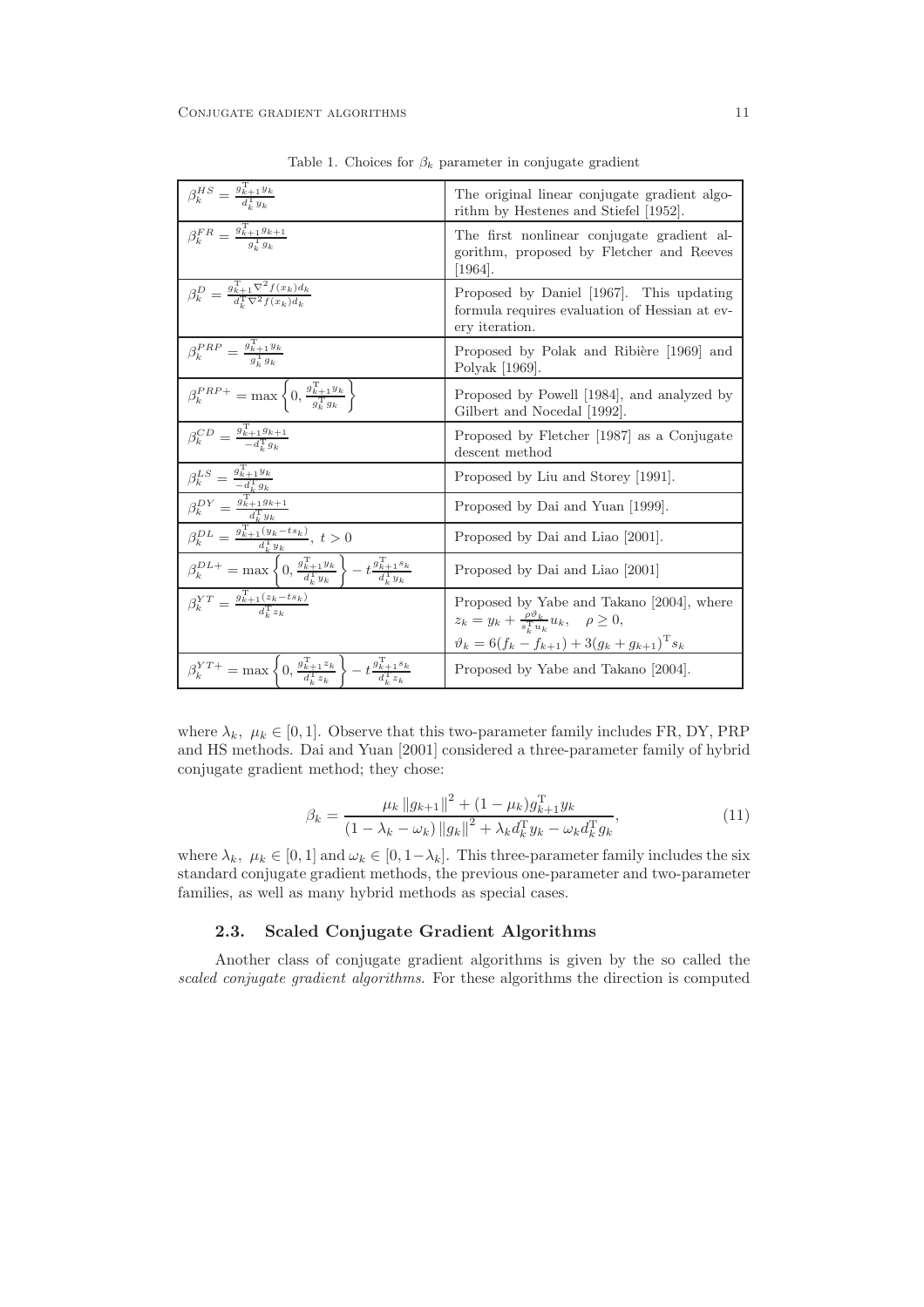Table 1. Choices for $\beta_k$ parameter in conjugate gradient

| Formula | Description |
| --- | --- |
| $\beta_k^{HS} = \frac{g_{k+1}^{\mathrm{T}} y_k}{d_k^{\mathrm{T}} y_k}$ | The original linear conjugate gradient algorithm by Hestenes and Stiefel [1952]. |
| $\beta_k^{FR} = \frac{g_{k+1}^{\mathrm{T}} g_{k+1}}{g_k^{\mathrm{T}} g_k}$ | The first nonlinear conjugate gradient algorithm, proposed by Fletcher and Reeves [1964]. |
| $\beta_k^{D} = \frac{g_{k+1}^{\mathrm{T}} \nabla^2 f(x_k) d_k}{d_k^{\mathrm{T}} \nabla^2 f(x_k) d_k}$ | Proposed by Daniel [1967]. This updating formula requires evaluation of Hessian at every iteration. |
| $\beta_k^{PRP} = \frac{g_{k+1}^{\mathrm{T}} y_k}{g_k^{\mathrm{T}} g_k}$ | Proposed by Polak and Ribière [1969] and Polyak [1969]. |
| $\beta_k^{PRP+} = \max\left\{0, \frac{g_{k+1}^{\mathrm{T}} y_k}{g_k^{\mathrm{T}} g_k}\right\}$ | Proposed by Powell [1984], and analyzed by Gilbert and Nocedal [1992]. |
| $\beta_k^{CD} = \frac{g_{k+1}^{\mathrm{T}} g_{k+1}}{-d_k^{\mathrm{T}} g_k}$ | Proposed by Fletcher [1987] as a Conjugate descent method |
| $\beta_k^{LS} = \frac{g_{k+1}^{\mathrm{T}} y_k}{-d_k^{\mathrm{T}} g_k}$ | Proposed by Liu and Storey [1991]. |
| $\beta_k^{DY} = \frac{g_{k+1}^{\mathrm{T}} g_{k+1}}{d_k^{\mathrm{T}} y_k}$ | Proposed by Dai and Yuan [1999]. |
| $\beta_k^{DL} = \frac{g_{k+1}^{\mathrm{T}} (y_k - t s_k)}{d_k^{\mathrm{T}} y_k},\ t > 0$ | Proposed by Dai and Liao [2001]. |
| $\beta_k^{DL+} = \max\left\{0, \frac{g_{k+1}^{\mathrm{T}} y_k}{d_k^{\mathrm{T}} y_k}\right\} - t\frac{g_{k+1}^{\mathrm{T}} s_k}{d_k^{\mathrm{T}} y_k}$ | Proposed by Dai and Liao [2001] |
| $\beta_k^{YT} = \frac{g_{k+1}^{\mathrm{T}} (z_k - t s_k)}{d_k^{\mathrm{T}} z_k}$ | Proposed by Yabe and Takano [2004], where $z_k = y_k + \frac{\rho \vartheta_k}{s_k^{\mathrm{T}} u_k} u_k, \quad \rho \geq 0,$ $\vartheta_k = 6(f_k - f_{k+1}) + 3(g_k + g_{k+1})^{\mathrm{T}} s_k$ |
| $\beta_k^{YT+} = \max\left\{0, \frac{g_{k+1}^{\mathrm{T}} z_k}{d_k^{\mathrm{T}} z_k}\right\} - t\frac{g_{k+1}^{\mathrm{T}} s_k}{d_k^{\mathrm{T}} z_k}$ | Proposed by Yabe and Takano [2004]. |

where $\lambda_k,\ \mu_k \in [0, 1]$. Observe that this two-parameter family includes FR, DY, PRP and HS methods. Dai and Yuan [2001] considered a three-parameter family of hybrid conjugate gradient method; they chose:

$$\beta_k = \frac{\mu_k \left\| g_{k+1} \right\|^2 + (1 - \mu_k) g_{k+1}^{\mathrm{T}} y_k}{(1 - \lambda_k - \omega_k) \left\| g_k \right\|^2 + \lambda_k d_k^{\mathrm{T}} y_k - \omega_k d_k^{\mathrm{T}} g_k}, \tag{11}$$

where $\lambda_k,\ \mu_k \in [0, 1]$ and $\omega_k \in [0, 1-\lambda_k]$. This three-parameter family includes the six standard conjugate gradient methods, the previous one-parameter and two-parameter families, as well as many hybrid methods as special cases.

### 2.3. Scaled Conjugate Gradient Algorithms

Another class of conjugate gradient algorithms is given by the so called the *scaled conjugate gradient algorithms*. For these algorithms the direction is computed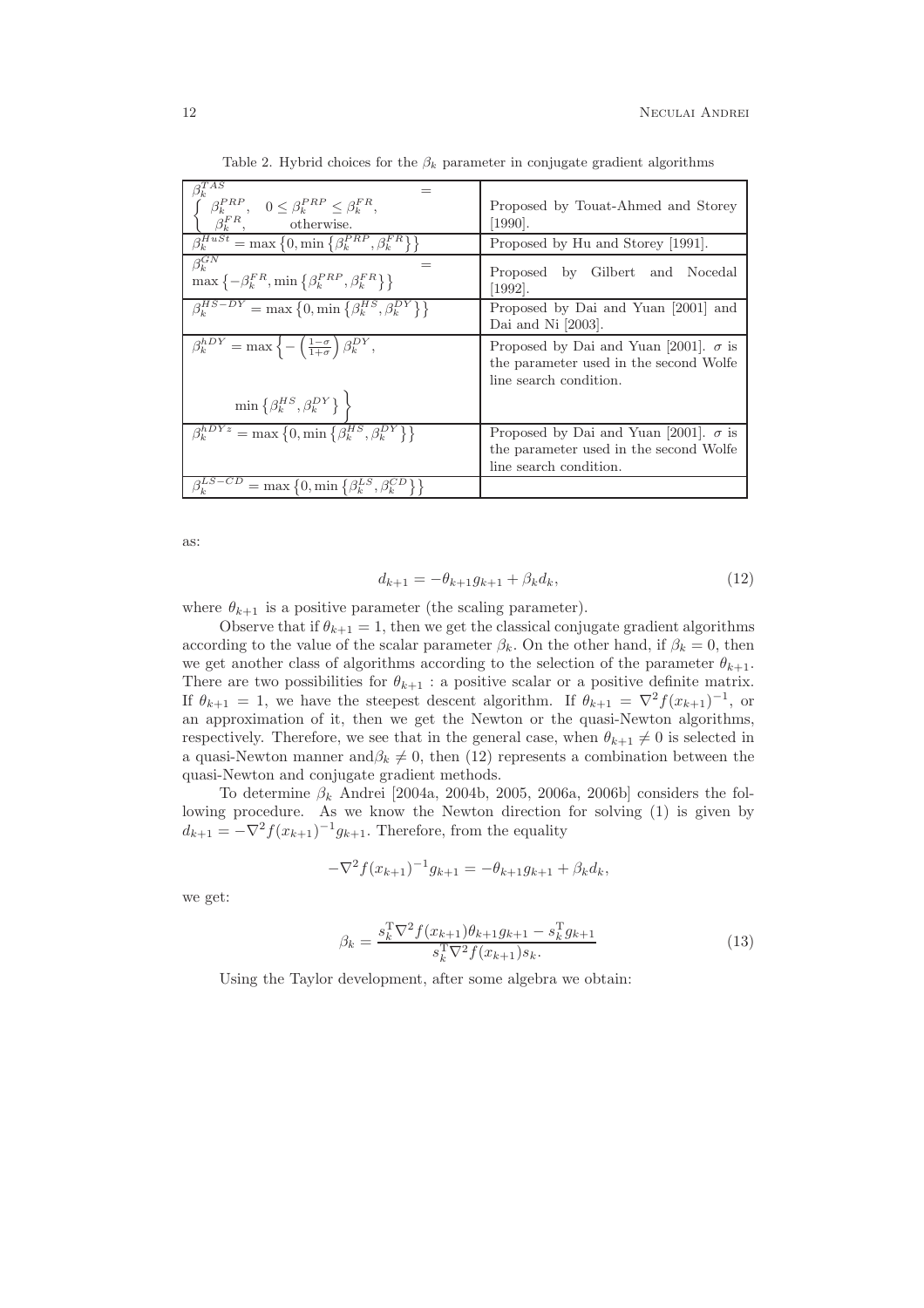Table 2. Hybrid choices for the $\beta_k$ parameter in conjugate gradient algorithms

| Formula | Reference |
|---|---|
| $\beta_k^{TAS} = \begin{cases} \beta_k^{PRP}, & 0 \le \beta_k^{PRP} \le \beta_k^{FR}, \\ \beta_k^{FR}, & \text{otherwise.} \end{cases}$ | Proposed by Touat-Ahmed and Storey [1990]. |
| $\beta_k^{HuSt} = \max\left\{0, \min\left\{\beta_k^{PRP}, \beta_k^{FR}\right\}\right\}$ | Proposed by Hu and Storey [1991]. |
| $\beta_k^{GN} = \max\left\{-\beta_k^{FR}, \min\left\{\beta_k^{PRP}, \beta_k^{FR}\right\}\right\}$ | Proposed by Gilbert and Nocedal [1992]. |
| $\beta_k^{HS-DY} = \max\left\{0, \min\left\{\beta_k^{HS}, \beta_k^{DY}\right\}\right\}$ | Proposed by Dai and Yuan [2001] and Dai and Ni [2003]. |
| $\beta_k^{hDY} = \max\left\{-\left(\frac{1-\sigma}{1+\sigma}\right)\beta_k^{DY}, \min\left\{\beta_k^{HS}, \beta_k^{DY}\right\}\right\}$ | Proposed by Dai and Yuan [2001]. $\sigma$ is the parameter used in the second Wolfe line search condition. |
| $\beta_k^{hDYz} = \max\left\{0, \min\left\{\beta_k^{HS}, \beta_k^{DY}\right\}\right\}$ | Proposed by Dai and Yuan [2001]. $\sigma$ is the parameter used in the second Wolfe line search condition. |
| $\beta_k^{LS-CD} = \max\left\{0, \min\left\{\beta_k^{LS}, \beta_k^{CD}\right\}\right\}$ | |

as:

$$d_{k+1} = -\theta_{k+1} g_{k+1} + \beta_k d_k, \tag{12}$$

where $\theta_{k+1}$ is a positive parameter (the scaling parameter).

Observe that if $\theta_{k+1} = 1$, then we get the classical conjugate gradient algorithms according to the value of the scalar parameter $\beta_k$. On the other hand, if $\beta_k = 0$, then we get another class of algorithms according to the selection of the parameter $\theta_{k+1}$. There are two possibilities for $\theta_{k+1}$ : a positive scalar or a positive definite matrix. If $\theta_{k+1} = 1$, we have the steepest descent algorithm. If $\theta_{k+1} = \nabla^2 f(x_{k+1})^{-1}$, or an approximation of it, then we get the Newton or the quasi-Newton algorithms, respectively. Therefore, we see that in the general case, when $\theta_{k+1} \neq 0$ is selected in a quasi-Newton manner and$\beta_k \neq 0$, then (12) represents a combination between the quasi-Newton and conjugate gradient methods.

To determine $\beta_k$ Andrei [2004a, 2004b, 2005, 2006a, 2006b] considers the following procedure. As we know the Newton direction for solving (1) is given by $d_{k+1} = -\nabla^2 f(x_{k+1})^{-1} g_{k+1}$. Therefore, from the equality

$$-\nabla^2 f(x_{k+1})^{-1} g_{k+1} = -\theta_{k+1} g_{k+1} + \beta_k d_k,$$

we get:

$$\beta_k = \frac{s_k^{\mathrm{T}} \nabla^2 f(x_{k+1}) \theta_{k+1} g_{k+1} - s_k^{\mathrm{T}} g_{k+1}}{s_k^{\mathrm{T}} \nabla^2 f(x_{k+1}) s_k}. \tag{13}$$

Using the Taylor development, after some algebra we obtain: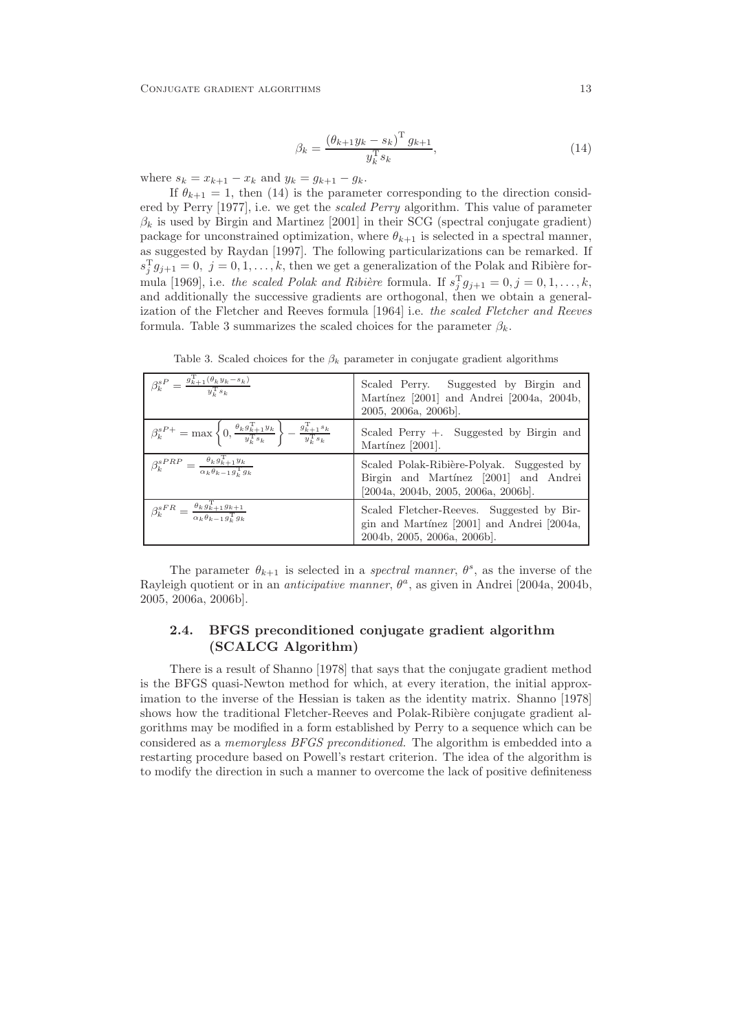$$\beta_k = \frac{\left(\theta_{k+1} y_k - s_k\right)^{\mathrm{T}} g_{k+1}}{y_k^{\mathrm{T}} s_k}, \tag{14}$$

where $s_k = x_{k+1} - x_k$ and $y_k = g_{k+1} - g_k$.

If $\theta_{k+1} = 1$, then (14) is the parameter corresponding to the direction considered by Perry [1977], i.e. we get the *scaled Perry* algorithm. This value of parameter $\beta_k$ is used by Birgin and Martinez [2001] in their SCG (spectral conjugate gradient) package for unconstrained optimization, where $\theta_{k+1}$ is selected in a spectral manner, as suggested by Raydan [1997]. The following particularizations can be remarked. If $s_j^{\mathrm{T}} g_{j+1} = 0,\ j = 0, 1, \ldots, k$, then we get a generalization of the Polak and Ribière formula [1969], i.e. *the scaled Polak and Ribière* formula. If $s_j^{\mathrm{T}} g_{j+1} = 0, j = 0, 1, \ldots, k$, and additionally the successive gradients are orthogonal, then we obtain a generalization of the Fletcher and Reeves formula [1964] i.e. *the scaled Fletcher and Reeves* formula. Table 3 summarizes the scaled choices for the parameter $\beta_k$.

Table 3. Scaled choices for the $\beta_k$ parameter in conjugate gradient algorithms

| Formula | Description |
|---|---|
| $\beta_k^{sP} = \frac{g_{k+1}^{\mathrm{T}}(\theta_k y_k - s_k)}{y_k^{\mathrm{T}} s_k}$ | Scaled Perry. Suggested by Birgin and Martínez [2001] and Andrei [2004a, 2004b, 2005, 2006a, 2006b]. |
| $\beta_k^{sP+} = \max\left\{0, \frac{\theta_k g_{k+1}^{\mathrm{T}} y_k}{y_k^{\mathrm{T}} s_k}\right\} - \frac{g_{k+1}^{\mathrm{T}} s_k}{y_k^{\mathrm{T}} s_k}$ | Scaled Perry +. Suggested by Birgin and Martínez [2001]. |
| $\beta_k^{sPRP} = \frac{\theta_k g_{k+1}^{\mathrm{T}} y_k}{\alpha_k \theta_{k-1} g_k^{\mathrm{T}} g_k}$ | Scaled Polak-Ribière-Polyak. Suggested by Birgin and Martínez [2001] and Andrei [2004a, 2004b, 2005, 2006a, 2006b]. |
| $\beta_k^{sFR} = \frac{\theta_k g_{k+1}^{\mathrm{T}} g_{k+1}}{\alpha_k \theta_{k-1} g_k^{\mathrm{T}} g_k}$ | Scaled Fletcher-Reeves. Suggested by Birgin and Martínez [2001] and Andrei [2004a, 2004b, 2005, 2006a, 2006b]. |

The parameter $\theta_{k+1}$ is selected in a *spectral manner*, $\theta^s$, as the inverse of the Rayleigh quotient or in an *anticipative manner*, $\theta^a$, as given in Andrei [2004a, 2004b, 2005, 2006a, 2006b].

## 2.4. BFGS preconditioned conjugate gradient algorithm (SCALCG Algorithm)

There is a result of Shanno [1978] that says that the conjugate gradient method is the BFGS quasi-Newton method for which, at every iteration, the initial approximation to the inverse of the Hessian is taken as the identity matrix. Shanno [1978] shows how the traditional Fletcher-Reeves and Polak-Ribière conjugate gradient algorithms may be modified in a form established by Perry to a sequence which can be considered as a *memoryless BFGS preconditioned*. The algorithm is embedded into a restarting procedure based on Powell's restart criterion. The idea of the algorithm is to modify the direction in such a manner to overcome the lack of positive definiteness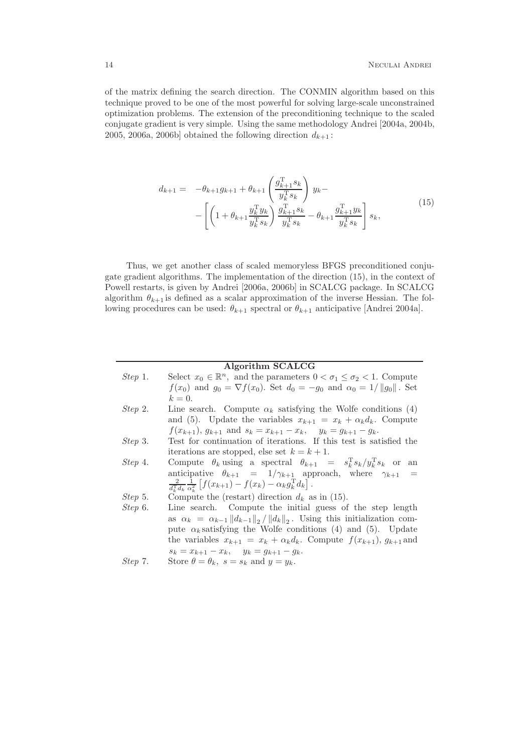of the matrix defining the search direction. The CONMIN algorithm based on this technique proved to be one of the most powerful for solving large-scale unconstrained optimization problems. The extension of the preconditioning technique to the scaled conjugate gradient is very simple. Using the same methodology Andrei [2004a, 2004b, 2005, 2006a, 2006b] obtained the following direction $d_{k+1}$:

$$
\begin{aligned}
d_{k+1} = \; & -\theta_{k+1} g_{k+1} + \theta_{k+1}\left(\frac{g_{k+1}^{\mathrm{T}} s_k}{y_k^{\mathrm{T}} s_k}\right) y_k - \\
& - \left[\left(1 + \theta_{k+1}\frac{y_k^{\mathrm{T}} y_k}{y_k^{\mathrm{T}} s_k}\right)\frac{g_{k+1}^{\mathrm{T}} s_k}{y_k^{\mathrm{T}} s_k} - \theta_{k+1}\frac{g_{k+1}^{\mathrm{T}} y_k}{y_k^{\mathrm{T}} s_k}\right] s_k,
\end{aligned}
\tag{15}
$$

Thus, we get another class of scaled memoryless BFGS preconditioned conjugate gradient algorithms. The implementation of the direction (15), in the context of Powell restarts, is given by Andrei [2006a, 2006b] in SCALCG package. In SCALCG algorithm $\theta_{k+1}$ is defined as a scalar approximation of the inverse Hessian. The following procedures can be used: $\theta_{k+1}$ spectral or $\theta_{k+1}$ anticipative [Andrei 2004a].

**Algorithm SCALCG**

*Step* 1. Select $x_0 \in \mathbb{R}^n$, and the parameters $0 < \sigma_1 \leq \sigma_2 < 1$. Compute $f(x_0)$ and $g_0 = \nabla f(x_0)$. Set $d_0 = -g_0$ and $\alpha_0 = 1/\|g_0\|$. Set $k = 0$.

*Step* 2. Line search. Compute $\alpha_k$ satisfying the Wolfe conditions (4) and (5). Update the variables $x_{k+1} = x_k + \alpha_k d_k$. Compute $f(x_{k+1})$, $g_{k+1}$ and $s_k = x_{k+1} - x_k$, $\quad y_k = g_{k+1} - g_k$.

*Step* 3. Test for continuation of iterations. If this test is satisfied the iterations are stopped, else set $k = k + 1$.

*Step* 4. Compute $\theta_k$ using a spectral $\theta_{k+1} = s_k^{\mathrm{T}} s_k / y_k^{\mathrm{T}} s_k$ or an anticipative $\theta_{k+1} = 1/\gamma_{k+1}$ approach, where $\gamma_{k+1} = \frac{2}{d_k^{\mathrm{T}} d_k}\frac{1}{\alpha_k^2}\left[f(x_{k+1}) - f(x_k) - \alpha_k g_k^{\mathrm{T}} d_k\right]$.

*Step* 5. Compute the (restart) direction $d_k$ as in (15).

*Step* 6. Line search. Compute the initial guess of the step length as $\alpha_k = \alpha_{k-1}\|d_{k-1}\|_2 / \|d_k\|_2$. Using this initialization compute $\alpha_k$ satisfying the Wolfe conditions (4) and (5). Update the variables $x_{k+1} = x_k + \alpha_k d_k$. Compute $f(x_{k+1})$, $g_{k+1}$ and $s_k = x_{k+1} - x_k$, $\quad y_k = g_{k+1} - g_k$.

*Step* 7. Store $\theta = \theta_k$, $s = s_k$ and $y = y_k$.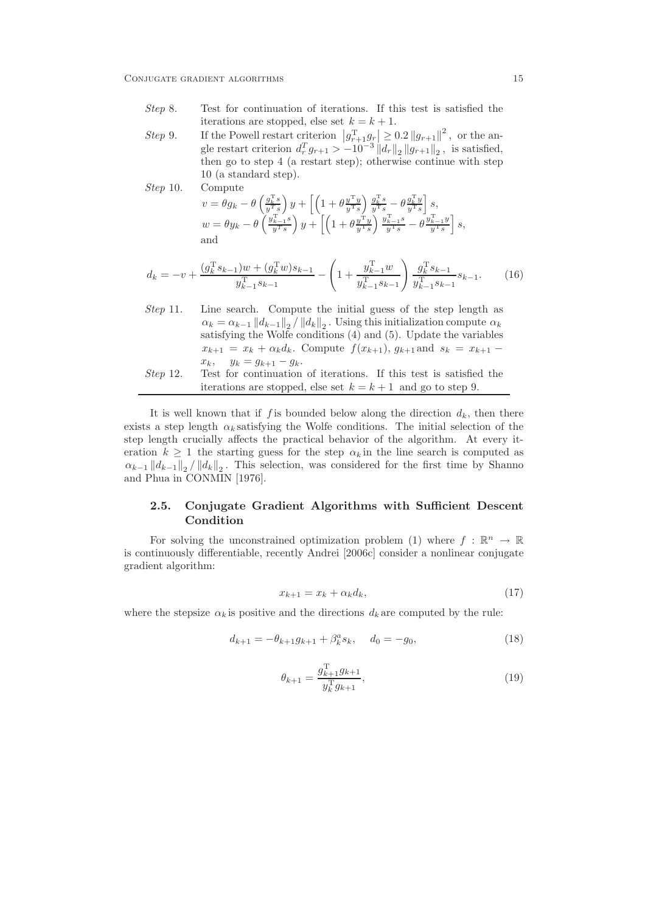*Step 8.* Test for continuation of iterations. If this test is satisfied the iterations are stopped, else set $k = k + 1$.

*Step 9.* If the Powell restart criterion $\left|g_{r+1}^{\mathrm{T}} g_r\right| \geq 0.2 \left\|g_{r+1}\right\|^2$, or the angle restart criterion $d_r^T g_{r+1} > -10^{-3} \left\|d_r\right\|_2 \left\|g_{r+1}\right\|_2$, is satisfied, then go to step 4 (a restart step); otherwise continue with step 10 (a standard step).

*Step 10.* Compute

$v = \theta g_k - \theta \left(\frac{g_k^{\mathrm{T}} s}{y^{\mathrm{T}} s}\right) y + \left[\left(1 + \theta \frac{y^{\mathrm{T}} y}{y^{\mathrm{T}} s}\right) \frac{g_k^{\mathrm{T}} s}{y^{\mathrm{T}} s} - \theta \frac{g_k^{\mathrm{T}} y}{y^{\mathrm{T}} s}\right] s,$

$w = \theta y_k - \theta \left(\frac{y_{k-1}^{\mathrm{T}} s}{y^{\mathrm{T}} s}\right) y + \left[\left(1 + \theta \frac{y^{\mathrm{T}} y}{y^{\mathrm{T}} s}\right) \frac{y_{k-1}^{\mathrm{T}} s}{y^{\mathrm{T}} s} - \theta \frac{y_{k-1}^{\mathrm{T}} y}{y^{\mathrm{T}} s}\right] s,$

and

$$d_k = -v + \frac{(g_k^{\mathrm{T}} s_{k-1}) w + (g_k^{\mathrm{T}} w) s_{k-1}}{y_{k-1}^{\mathrm{T}} s_{k-1}} - \left(1 + \frac{y_{k-1}^{\mathrm{T}} w}{y_{k-1}^{\mathrm{T}} s_{k-1}}\right) \frac{g_k^{\mathrm{T}} s_{k-1}}{y_{k-1}^{\mathrm{T}} s_{k-1}} s_{k-1}. \tag{16}$$

*Step 11.* Line search. Compute the initial guess of the step length as $\alpha_k = \alpha_{k-1} \left\|d_{k-1}\right\|_2 / \left\|d_k\right\|_2$. Using this initialization compute $\alpha_k$ satisfying the Wolfe conditions (4) and (5). Update the variables $x_{k+1} = x_k + \alpha_k d_k$. Compute $f(x_{k+1})$, $g_{k+1}$ and $s_k = x_{k+1} - x_k$, $\quad y_k = g_{k+1} - g_k$.

*Step 12.* Test for continuation of iterations. If this test is satisfied the iterations are stopped, else set $k = k + 1$ and go to step 9.

---

It is well known that if $f$ is bounded below along the direction $d_k$, then there exists a step length $\alpha_k$ satisfying the Wolfe conditions. The initial selection of the step length crucially affects the practical behavior of the algorithm. At every iteration $k \geq 1$ the starting guess for the step $\alpha_k$ in the line search is computed as $\alpha_{k-1} \left\|d_{k-1}\right\|_2 / \left\|d_k\right\|_2$. This selection, was considered for the first time by Shanno and Phua in CONMIN [1976].

## 2.5. Conjugate Gradient Algorithms with Sufficient Descent Condition

For solving the unconstrained optimization problem (1) where $f : \mathbb{R}^n \rightarrow \mathbb{R}$ is continuously differentiable, recently Andrei [2006c] consider a nonlinear conjugate gradient algorithm:

$$x_{k+1} = x_k + \alpha_k d_k, \tag{17}$$

where the stepsize $\alpha_k$ is positive and the directions $d_k$ are computed by the rule:

$$d_{k+1} = -\theta_{k+1} g_{k+1} + \beta_k^a s_k, \quad d_0 = -g_0, \tag{18}$$

$$\theta_{k+1} = \frac{g_{k+1}^{\mathrm{T}} g_{k+1}}{y_k^{\mathrm{T}} g_{k+1}}, \tag{19}$$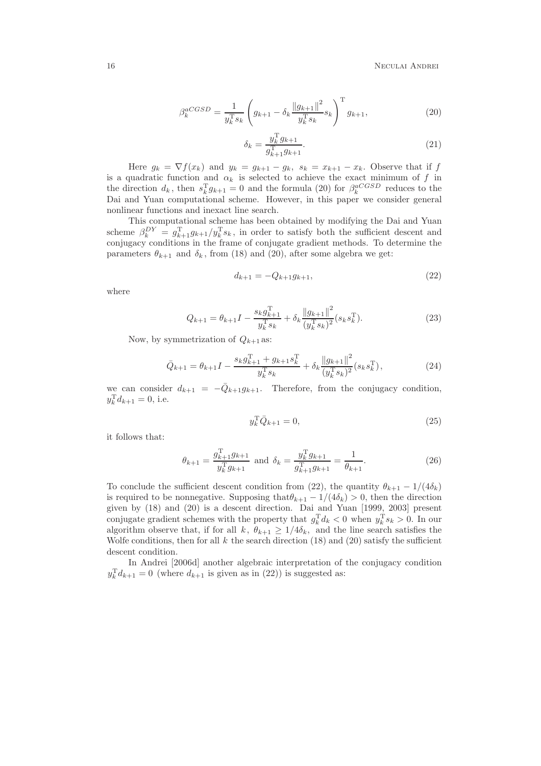$$\beta_k^{aCGSD} = \frac{1}{y_k^{\mathrm{T}} s_k} \left( g_{k+1} - \delta_k \frac{\|g_{k+1}\|^2}{y_k^{\mathrm{T}} s_k} s_k \right)^{\mathrm{T}} g_{k+1}, \tag{20}$$

$$\delta_k = \frac{y_k^{\mathrm{T}} g_{k+1}}{g_{k+1}^{\mathrm{T}} g_{k+1}}. \tag{21}$$

Here $g_k = \nabla f(x_k)$ and $y_k = g_{k+1} - g_k$, $s_k = x_{k+1} - x_k$. Observe that if $f$ is a quadratic function and $\alpha_k$ is selected to achieve the exact minimum of $f$ in the direction $d_k$, then $s_k^{\mathrm{T}} g_{k+1} = 0$ and the formula (20) for $\beta_k^{aCGSD}$ reduces to the Dai and Yuan computational scheme. However, in this paper we consider general nonlinear functions and inexact line search.

This computational scheme has been obtained by modifying the Dai and Yuan scheme $\beta_k^{DY} = g_{k+1}^{\mathrm{T}} g_{k+1} / y_k^{\mathrm{T}} s_k$, in order to satisfy both the sufficient descent and conjugacy conditions in the frame of conjugate gradient methods. To determine the parameters $\theta_{k+1}$ and $\delta_k$, from (18) and (20), after some algebra we get:

$$d_{k+1} = -Q_{k+1} g_{k+1}, \tag{22}$$

where

$$Q_{k+1} = \theta_{k+1} I - \frac{s_k g_{k+1}^{\mathrm{T}}}{y_k^{\mathrm{T}} s_k} + \delta_k \frac{\|g_{k+1}\|^2}{(y_k^{\mathrm{T}} s_k)^2} (s_k s_k^{\mathrm{T}}). \tag{23}$$

Now, by symmetrization of $Q_{k+1}$ as:

$$\bar{Q}_{k+1} = \theta_{k+1} I - \frac{s_k g_{k+1}^{\mathrm{T}} + g_{k+1} s_k^{\mathrm{T}}}{y_k^{\mathrm{T}} s_k} + \delta_k \frac{\|g_{k+1}\|^2}{(y_k^{\mathrm{T}} s_k)^2} (s_k s_k^{\mathrm{T}}), \tag{24}$$

we can consider $d_{k+1} = -\bar{Q}_{k+1} g_{k+1}$. Therefore, from the conjugacy condition, $y_k^{\mathrm{T}} d_{k+1} = 0$, i.e.

$$y_k^{\mathrm{T}} \bar{Q}_{k+1} = 0, \tag{25}$$

it follows that:

$$\theta_{k+1} = \frac{g_{k+1}^{\mathrm{T}} g_{k+1}}{y_k^{\mathrm{T}} g_{k+1}} \text{ and } \delta_k = \frac{y_k^{\mathrm{T}} g_{k+1}}{g_{k+1}^{\mathrm{T}} g_{k+1}} = \frac{1}{\theta_{k+1}}. \tag{26}$$

To conclude the sufficient descent condition from (22), the quantity $\theta_{k+1} - 1/(4\delta_k)$ is required to be nonnegative. Supposing that$\theta_{k+1} - 1/(4\delta_k) > 0$, then the direction given by (18) and (20) is a descent direction. Dai and Yuan [1999, 2003] present conjugate gradient schemes with the property that $g_k^{\mathrm{T}} d_k < 0$ when $y_k^{\mathrm{T}} s_k > 0$. In our algorithm observe that, if for all $k$, $\theta_{k+1} \geq 1/4\delta_k$, and the line search satisfies the Wolfe conditions, then for all $k$ the search direction (18) and (20) satisfy the sufficient descent condition.

In Andrei [2006d] another algebraic interpretation of the conjugacy condition $y_k^{\mathrm{T}} d_{k+1} = 0$ (where $d_{k+1}$ is given as in (22)) is suggested as: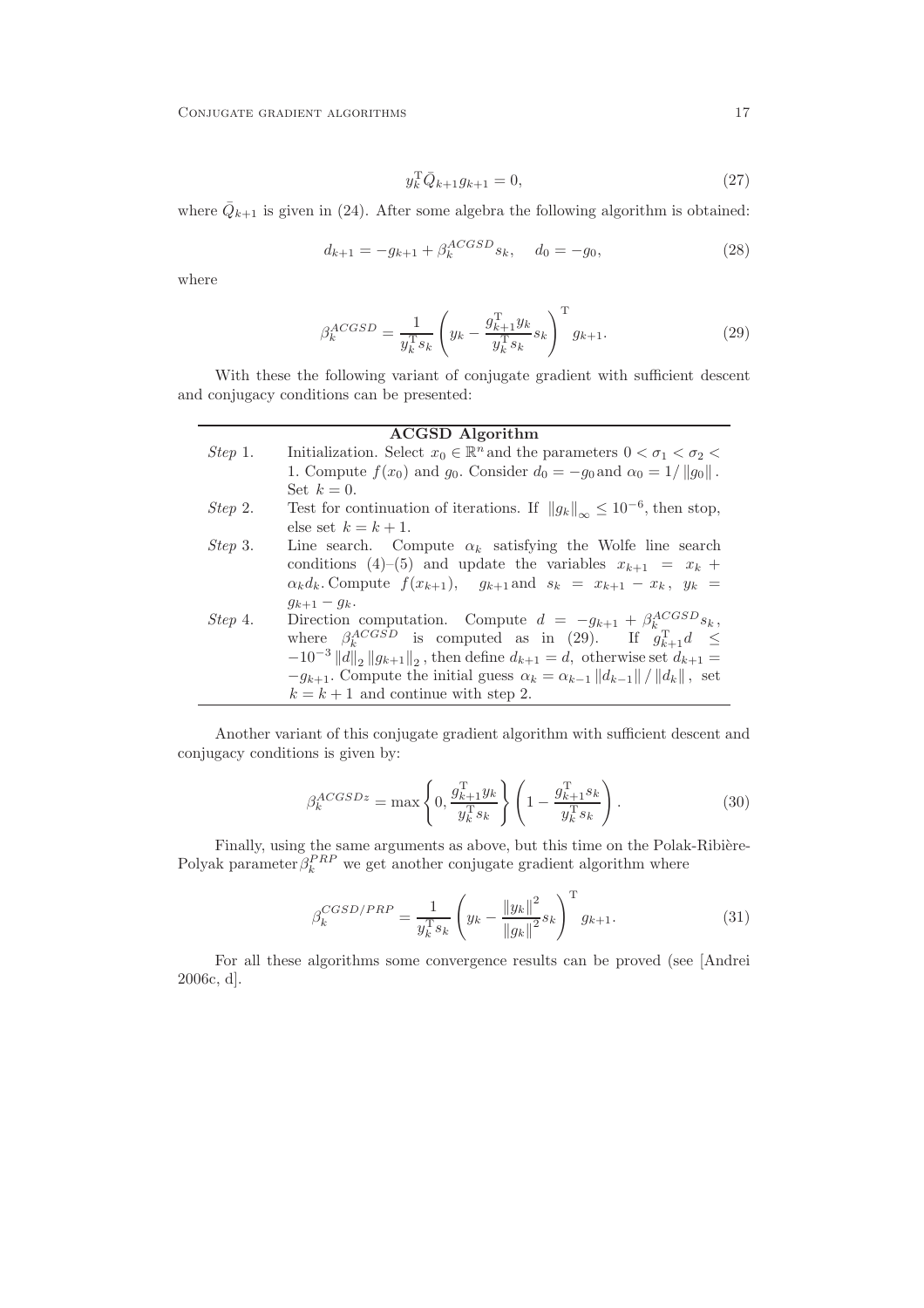$$y_k^{\mathrm{T}} \bar{Q}_{k+1} g_{k+1} = 0, \tag{27}$$

where $\bar{Q}_{k+1}$ is given in (24). After some algebra the following algorithm is obtained:

$$d_{k+1} = -g_{k+1} + \beta_k^{ACGSD} s_k, \quad d_0 = -g_0, \tag{28}$$

where

$$\beta_k^{ACGSD} = \frac{1}{y_k^{\mathrm{T}} s_k} \left( y_k - \frac{g_{k+1}^{\mathrm{T}} y_k}{y_k^{\mathrm{T}} s_k} s_k \right)^{\mathrm{T}} g_{k+1}. \tag{29}$$

With these the following variant of conjugate gradient with sufficient descent and conjugacy conditions can be presented:

| | **ACGSD Algorithm** |
|---|---|
| *Step* 1. | Initialization. Select $x_0 \in \mathbb{R}^n$ and the parameters $0 < \sigma_1 < \sigma_2 < 1$. Compute $f(x_0)$ and $g_0$. Consider $d_0 = -g_0$ and $\alpha_0 = 1/\left\|g_0\right\|$. Set $k = 0$. |
| *Step* 2. | Test for continuation of iterations. If $\left\|g_k\right\|_\infty \leq 10^{-6}$, then stop, else set $k = k + 1$. |
| *Step* 3. | Line search. Compute $\alpha_k$ satisfying the Wolfe line search conditions (4)–(5) and update the variables $x_{k+1} = x_k + \alpha_k d_k$. Compute $f(x_{k+1})$, $g_{k+1}$ and $s_k = x_{k+1} - x_k$, $y_k = g_{k+1} - g_k$. |
| *Step* 4. | Direction computation. Compute $d = -g_{k+1} + \beta_k^{ACGSD} s_k$, where $\beta_k^{ACGSD}$ is computed as in (29). If $g_{k+1}^{\mathrm{T}} d \leq -10^{-3} \left\|d\right\|_2 \left\|g_{k+1}\right\|_2$, then define $d_{k+1} = d$, otherwise set $d_{k+1} = -g_{k+1}$. Compute the initial guess $\alpha_k = \alpha_{k-1} \left\|d_{k-1}\right\| / \left\|d_k\right\|$, set $k = k + 1$ and continue with step 2. |

Another variant of this conjugate gradient algorithm with sufficient descent and conjugacy conditions is given by:

$$\beta_k^{ACGSDz} = \max\left\{0, \frac{g_{k+1}^{\mathrm{T}} y_k}{y_k^{\mathrm{T}} s_k}\right\} \left(1 - \frac{g_{k+1}^{\mathrm{T}} s_k}{y_k^{\mathrm{T}} s_k}\right). \tag{30}$$

Finally, using the same arguments as above, but this time on the Polak-Ribière-Polyak parameter $\beta_k^{PRP}$ we get another conjugate gradient algorithm where

$$\beta_k^{CGSD/PRP} = \frac{1}{y_k^{\mathrm{T}} s_k} \left( y_k - \frac{\left\|y_k\right\|^2}{\left\|g_k\right\|^2} s_k \right)^{\mathrm{T}} g_{k+1}. \tag{31}$$

For all these algorithms some convergence results can be proved (see [Andrei 2006c, d].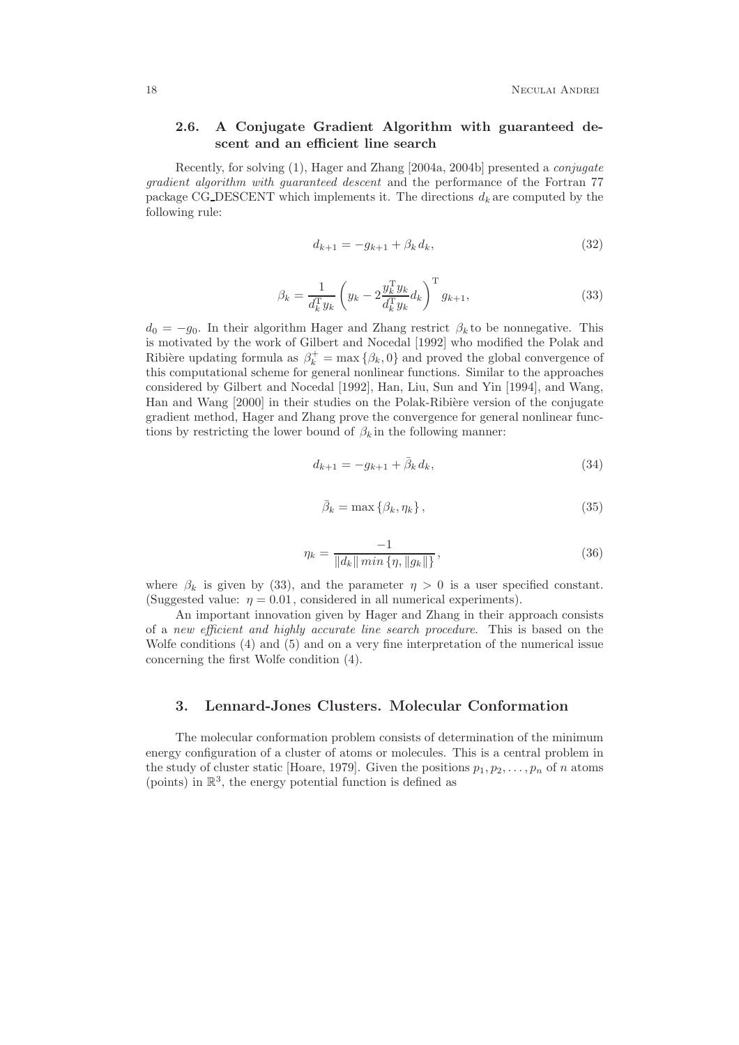### 2.6. A Conjugate Gradient Algorithm with guaranteed descent and an efficient line search

Recently, for solving (1), Hager and Zhang [2004a, 2004b] presented a *conjugate gradient algorithm with guaranteed descent* and the performance of the Fortran 77 package CG_DESCENT which implements it. The directions $d_k$ are computed by the following rule:

$$d_{k+1} = -g_{k+1} + \beta_k d_k, \tag{32}$$

$$\beta_k = \frac{1}{d_k^{\mathrm{T}} y_k} \left( y_k - 2\frac{y_k^{\mathrm{T}} y_k}{d_k^{\mathrm{T}} y_k} d_k \right)^{\mathrm{T}} g_{k+1}, \tag{33}$$

$d_0 = -g_0$. In their algorithm Hager and Zhang restrict $\beta_k$ to be nonnegative. This is motivated by the work of Gilbert and Nocedal [1992] who modified the Polak and Ribière updating formula as $\beta_k^+ = \max\{\beta_k, 0\}$ and proved the global convergence of this computational scheme for general nonlinear functions. Similar to the approaches considered by Gilbert and Nocedal [1992], Han, Liu, Sun and Yin [1994], and Wang, Han and Wang [2000] in their studies on the Polak-Ribière version of the conjugate gradient method, Hager and Zhang prove the convergence for general nonlinear functions by restricting the lower bound of $\beta_k$ in the following manner:

$$d_{k+1} = -g_{k+1} + \bar{\beta}_k d_k, \tag{34}$$

$$\bar{\beta}_k = \max\{\beta_k, \eta_k\}, \tag{35}$$

$$\eta_k = \frac{-1}{\|d_k\| \, min\{\eta, \|g_k\|\}}, \tag{36}$$

where $\beta_k$ is given by (33), and the parameter $\eta > 0$ is a user specified constant. (Suggested value: $\eta = 0.01$, considered in all numerical experiments).

An important innovation given by Hager and Zhang in their approach consists of a *new efficient and highly accurate line search procedure*. This is based on the Wolfe conditions (4) and (5) and on a very fine interpretation of the numerical issue concerning the first Wolfe condition (4).

## 3. Lennard-Jones Clusters. Molecular Conformation

The molecular conformation problem consists of determination of the minimum energy configuration of a cluster of atoms or molecules. This is a central problem in the study of cluster static [Hoare, 1979]. Given the positions $p_1, p_2, \ldots, p_n$ of $n$ atoms (points) in $\mathbb{R}^3$, the energy potential function is defined as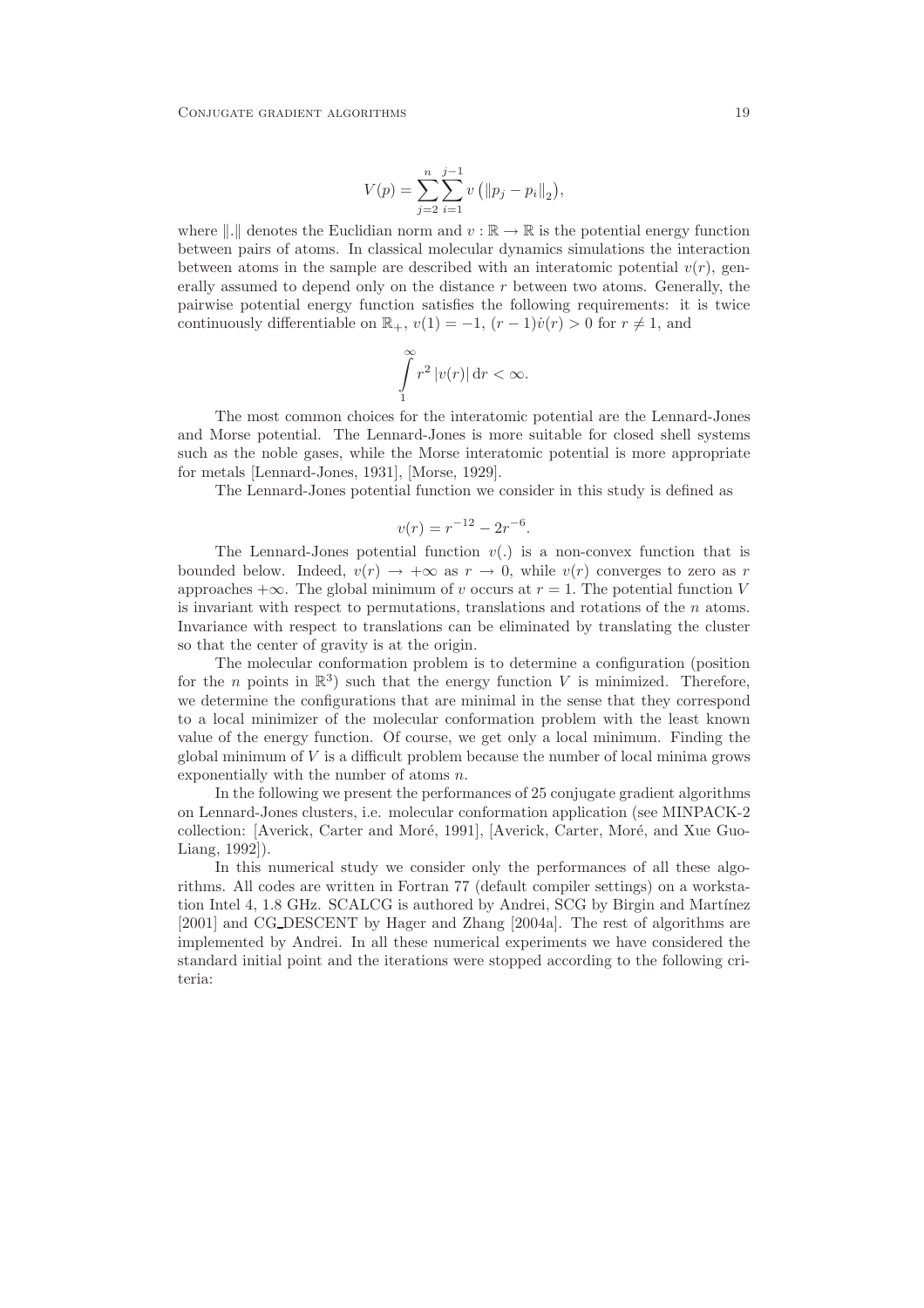$$V(p) = \sum_{j=2}^{n} \sum_{i=1}^{j-1} v\left(\|p_j - p_i\|_2\right),$$

where $\|.\|$ denotes the Euclidian norm and $v : \mathbb{R} \to \mathbb{R}$ is the potential energy function between pairs of atoms. In classical molecular dynamics simulations the interaction between atoms in the sample are described with an interatomic potential $v(r)$, generally assumed to depend only on the distance $r$ between two atoms. Generally, the pairwise potential energy function satisfies the following requirements: it is twice continuously differentiable on $\mathbb{R}_+$, $v(1) = -1$, $(r-1)\dot{v}(r) > 0$ for $r \neq 1$, and

$$\int_{1}^{\infty} r^2 \left|v(r)\right| \mathrm{d}r < \infty.$$

The most common choices for the interatomic potential are the Lennard-Jones and Morse potential. The Lennard-Jones is more suitable for closed shell systems such as the noble gases, while the Morse interatomic potential is more appropriate for metals [Lennard-Jones, 1931], [Morse, 1929].

The Lennard-Jones potential function we consider in this study is defined as

$$v(r) = r^{-12} - 2r^{-6}.$$

The Lennard-Jones potential function $v(.)$ is a non-convex function that is bounded below. Indeed, $v(r) \to +\infty$ as $r \to 0$, while $v(r)$ converges to zero as $r$ approaches $+\infty$. The global minimum of $v$ occurs at $r = 1$. The potential function $V$ is invariant with respect to permutations, translations and rotations of the $n$ atoms. Invariance with respect to translations can be eliminated by translating the cluster so that the center of gravity is at the origin.

The molecular conformation problem is to determine a configuration (position for the $n$ points in $\mathbb{R}^3$) such that the energy function $V$ is minimized. Therefore, we determine the configurations that are minimal in the sense that they correspond to a local minimizer of the molecular conformation problem with the least known value of the energy function. Of course, we get only a local minimum. Finding the global minimum of $V$ is a difficult problem because the number of local minima grows exponentially with the number of atoms $n$.

In the following we present the performances of 25 conjugate gradient algorithms on Lennard-Jones clusters, i.e. molecular conformation application (see MINPACK-2 collection: [Averick, Carter and Moré, 1991], [Averick, Carter, Moré, and Xue Guo-Liang, 1992]).

In this numerical study we consider only the performances of all these algorithms. All codes are written in Fortran 77 (default compiler settings) on a workstation Intel 4, 1.8 GHz. SCALCG is authored by Andrei, SCG by Birgin and Martínez [2001] and CG_DESCENT by Hager and Zhang [2004a]. The rest of algorithms are implemented by Andrei. In all these numerical experiments we have considered the standard initial point and the iterations were stopped according to the following criteria: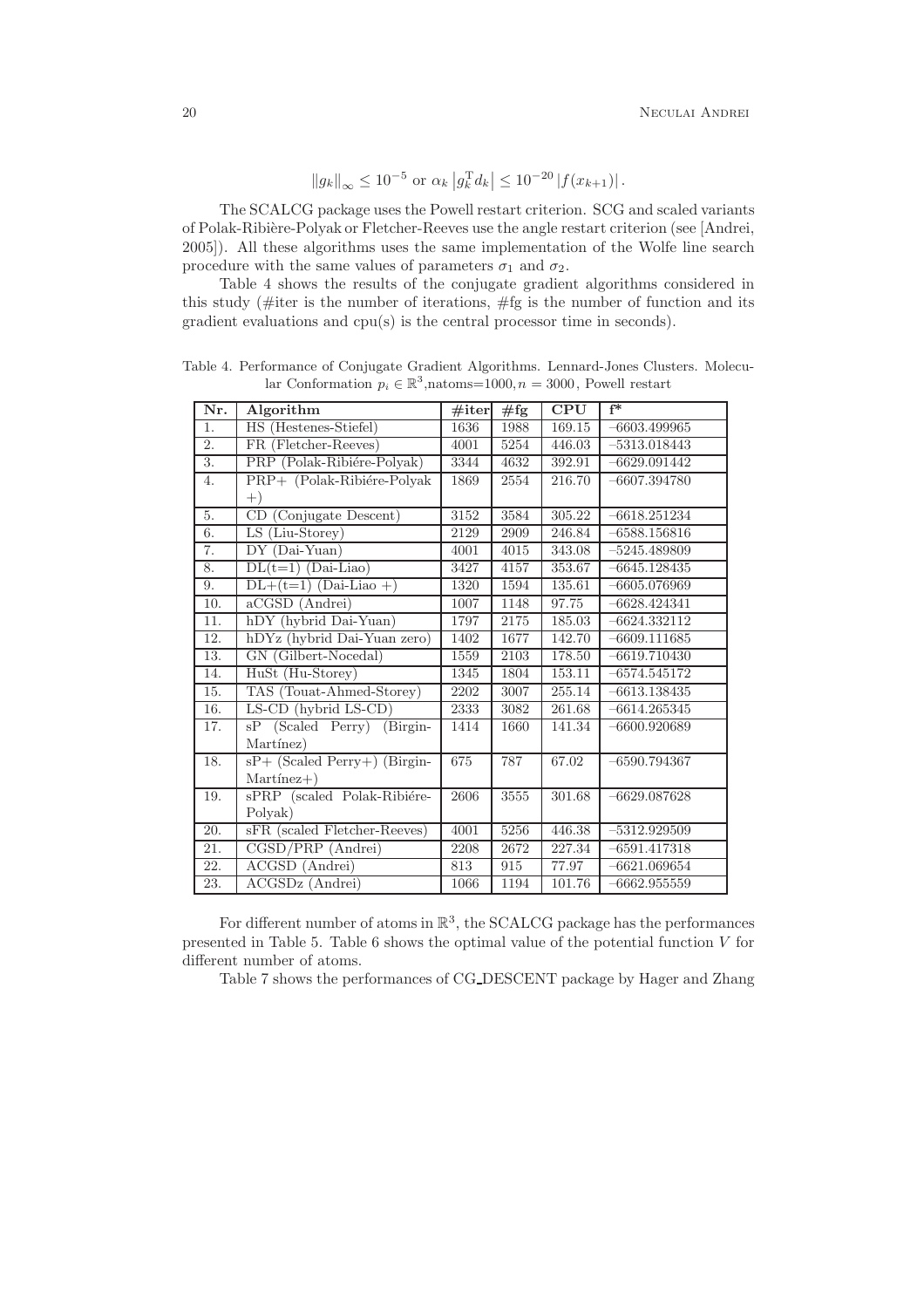$$\|g_k\|_\infty \leq 10^{-5} \text{ or } \alpha_k \left|g_k^{\mathrm{T}} d_k\right| \leq 10^{-20} \left|f(x_{k+1})\right|.$$

The SCALCG package uses the Powell restart criterion. SCG and scaled variants of Polak-Ribière-Polyak or Fletcher-Reeves use the angle restart criterion (see [Andrei, 2005]). All these algorithms uses the same implementation of the Wolfe line search procedure with the same values of parameters $\sigma_1$ and $\sigma_2$.

Table 4 shows the results of the conjugate gradient algorithms considered in this study (#iter is the number of iterations, #fg is the number of function and its gradient evaluations and cpu(s) is the central processor time in seconds).

Table 4. Performance of Conjugate Gradient Algorithms. Lennard-Jones Clusters. Molecular Conformation $p_i \in \mathbb{R}^3$,natoms=1000,$n = 3000$, Powell restart

| Nr. | Algorithm | #iter | #fg | CPU | f* |
|---|---|---|---|---|---|
| 1. | HS (Hestenes-Stiefel) | 1636 | 1988 | 169.15 | −6603.499965 |
| 2. | FR (Fletcher-Reeves) | 4001 | 5254 | 446.03 | −5313.018443 |
| 3. | PRP (Polak-Ribiére-Polyak) | 3344 | 4632 | 392.91 | −6629.091442 |
| 4. | PRP+ (Polak-Ribiére-Polyak +) | 1869 | 2554 | 216.70 | −6607.394780 |
| 5. | CD (Conjugate Descent) | 3152 | 3584 | 305.22 | −6618.251234 |
| 6. | LS (Liu-Storey) | 2129 | 2909 | 246.84 | −6588.156816 |
| 7. | DY (Dai-Yuan) | 4001 | 4015 | 343.08 | −5245.489809 |
| 8. | DL(t=1) (Dai-Liao) | 3427 | 4157 | 353.67 | −6645.128435 |
| 9. | DL+(t=1) (Dai-Liao +) | 1320 | 1594 | 135.61 | −6605.076969 |
| 10. | aCGSD (Andrei) | 1007 | 1148 | 97.75 | −6628.424341 |
| 11. | hDY (hybrid Dai-Yuan) | 1797 | 2175 | 185.03 | −6624.332112 |
| 12. | hDYz (hybrid Dai-Yuan zero) | 1402 | 1677 | 142.70 | −6609.111685 |
| 13. | GN (Gilbert-Nocedal) | 1559 | 2103 | 178.50 | −6619.710430 |
| 14. | HuSt (Hu-Storey) | 1345 | 1804 | 153.11 | −6574.545172 |
| 15. | TAS (Touat-Ahmed-Storey) | 2202 | 3007 | 255.14 | −6613.138435 |
| 16. | LS-CD (hybrid LS-CD) | 2333 | 3082 | 261.68 | −6614.265345 |
| 17. | sP (Scaled Perry) (Birgin-Martínez) | 1414 | 1660 | 141.34 | −6600.920689 |
| 18. | sP+ (Scaled Perry+) (Birgin-Martínez+) | 675 | 787 | 67.02 | −6590.794367 |
| 19. | sPRP (scaled Polak-Ribiére-Polyak) | 2606 | 3555 | 301.68 | −6629.087628 |
| 20. | sFR (scaled Fletcher-Reeves) | 4001 | 5256 | 446.38 | −5312.929509 |
| 21. | CGSD/PRP (Andrei) | 2208 | 2672 | 227.34 | −6591.417318 |
| 22. | ACGSD (Andrei) | 813 | 915 | 77.97 | −6621.069654 |
| 23. | ACGSDz (Andrei) | 1066 | 1194 | 101.76 | −6662.955559 |

For different number of atoms in $\mathbb{R}^3$, the SCALCG package has the performances presented in Table 5. Table 6 shows the optimal value of the potential function $V$ for different number of atoms.

Table 7 shows the performances of CG_DESCENT package by Hager and Zhang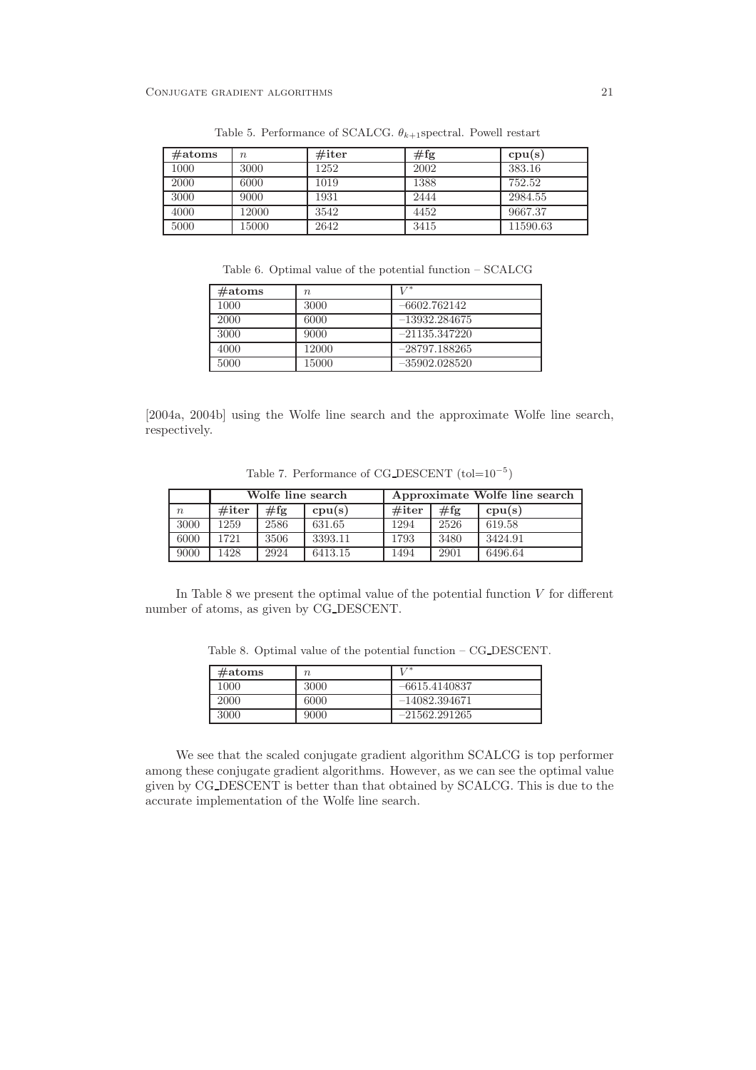Table 5. Performance of SCALCG. $\theta_{k+1}$spectral. Powell restart

| **#atoms** | $n$ | **#iter** | **#fg** | **cpu(s)** |
|---|---|---|---|---|
| 1000 | 3000 | 1252 | 2002 | 383.16 |
| 2000 | 6000 | 1019 | 1388 | 752.52 |
| 3000 | 9000 | 1931 | 2444 | 2984.55 |
| 4000 | 12000 | 3542 | 4452 | 9667.37 |
| 5000 | 15000 | 2642 | 3415 | 11590.63 |

Table 6. Optimal value of the potential function – SCALCG

| **#atoms** | $n$ | $V^*$ |
|---|---|---|
| 1000 | 3000 | −6602.762142 |
| 2000 | 6000 | −13932.284675 |
| 3000 | 9000 | −21135.347220 |
| 4000 | 12000 | −28797.188265 |
| 5000 | 15000 | −35902.028520 |

[2004a, 2004b] using the Wolfe line search and the approximate Wolfe line search, respectively.

Table 7. Performance of CG_DESCENT (tol=$10^{-5}$)

| | **Wolfe line search** | | | **Approximate Wolfe line search** | | |
|---|---|---|---|---|---|---|
| $n$ | **#iter** | **#fg** | **cpu(s)** | **#iter** | **#fg** | **cpu(s)** |
| 3000 | 1259 | 2586 | 631.65 | 1294 | 2526 | 619.58 |
| 6000 | 1721 | 3506 | 3393.11 | 1793 | 3480 | 3424.91 |
| 9000 | 1428 | 2924 | 6413.15 | 1494 | 2901 | 6496.64 |

In Table 8 we present the optimal value of the potential function $V$ for different number of atoms, as given by CG_DESCENT.

Table 8. Optimal value of the potential function – CG_DESCENT.

| **#atoms** | $n$ | $V^*$ |
|---|---|---|
| 1000 | 3000 | −6615.4140837 |
| 2000 | 6000 | −14082.394671 |
| 3000 | 9000 | −21562.291265 |

We see that the scaled conjugate gradient algorithm SCALCG is top performer among these conjugate gradient algorithms. However, as we can see the optimal value given by CG_DESCENT is better than that obtained by SCALCG. This is due to the accurate implementation of the Wolfe line search.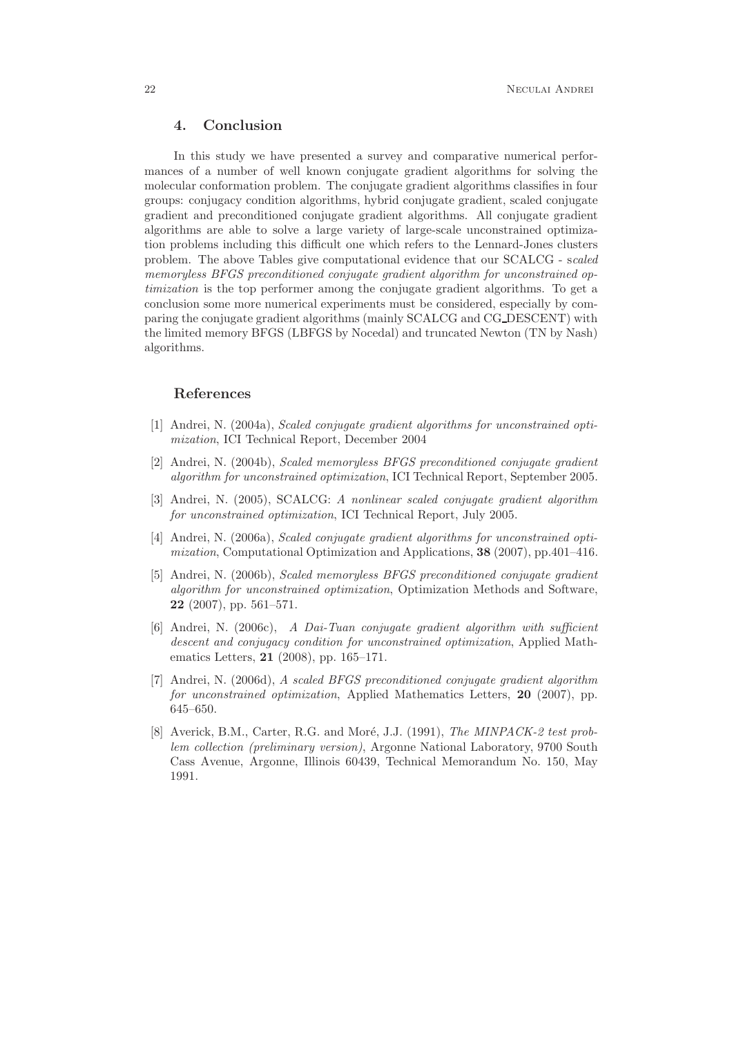## 4. Conclusion

In this study we have presented a survey and comparative numerical performances of a number of well known conjugate gradient algorithms for solving the molecular conformation problem. The conjugate gradient algorithms classifies in four groups: conjugacy condition algorithms, hybrid conjugate gradient, scaled conjugate gradient and preconditioned conjugate gradient algorithms. All conjugate gradient algorithms are able to solve a large variety of large-scale unconstrained optimization problems including this difficult one which refers to the Lennard-Jones clusters problem. The above Tables give computational evidence that our SCALCG - s*caled memoryless BFGS preconditioned conjugate gradient algorithm for unconstrained optimization* is the top performer among the conjugate gradient algorithms. To get a conclusion some more numerical experiments must be considered, especially by comparing the conjugate gradient algorithms (mainly SCALCG and CG_DESCENT) with the limited memory BFGS (LBFGS by Nocedal) and truncated Newton (TN by Nash) algorithms.

## References

[1] Andrei, N. (2004a), *Scaled conjugate gradient algorithms for unconstrained optimization*, ICI Technical Report, December 2004

[2] Andrei, N. (2004b), *Scaled memoryless BFGS preconditioned conjugate gradient algorithm for unconstrained optimization*, ICI Technical Report, September 2005.

[3] Andrei, N. (2005), SCALCG: *A nonlinear scaled conjugate gradient algorithm for unconstrained optimization*, ICI Technical Report, July 2005.

[4] Andrei, N. (2006a), *Scaled conjugate gradient algorithms for unconstrained optimization*, Computational Optimization and Applications, **38** (2007), pp.401–416.

[5] Andrei, N. (2006b), *Scaled memoryless BFGS preconditioned conjugate gradient algorithm for unconstrained optimization*, Optimization Methods and Software, **22** (2007), pp. 561–571.

[6] Andrei, N. (2006c), *A Dai-Tuan conjugate gradient algorithm with sufficient descent and conjugacy condition for unconstrained optimization*, Applied Mathematics Letters, **21** (2008), pp. 165–171.

[7] Andrei, N. (2006d), *A scaled BFGS preconditioned conjugate gradient algorithm for unconstrained optimization*, Applied Mathematics Letters, **20** (2007), pp. 645–650.

[8] Averick, B.M., Carter, R.G. and Moré, J.J. (1991), *The MINPACK-2 test problem collection (preliminary version)*, Argonne National Laboratory, 9700 South Cass Avenue, Argonne, Illinois 60439, Technical Memorandum No. 150, May 1991.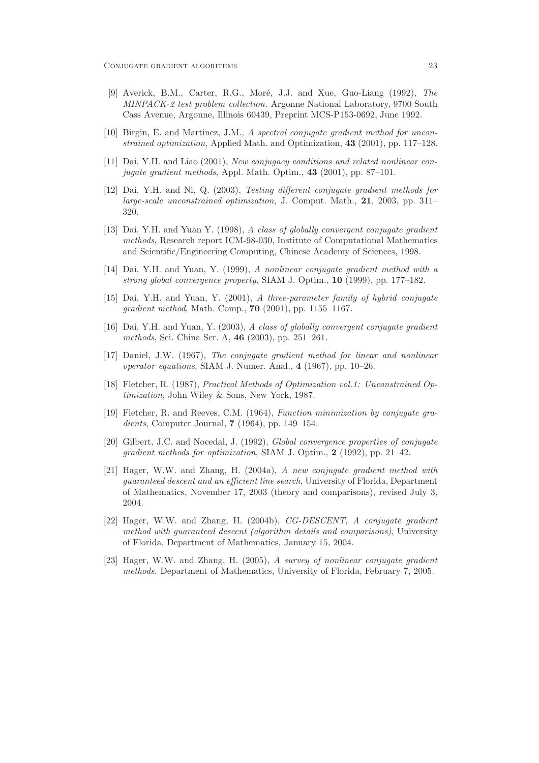[9] Averick, B.M., Carter, R.G., Moré, J.J. and Xue, Guo-Liang (1992), *The MINPACK-2 test problem collection.* Argonne National Laboratory, 9700 South Cass Avenue, Argonne, Illinois 60439, Preprint MCS-P153-0692, June 1992.

[10] Birgin, E. and Martinez, J.M., *A spectral conjugate gradient method for unconstrained optimization*, Applied Math. and Optimization, **43** (2001), pp. 117–128.

[11] Dai, Y.H. and Liao (2001), *New conjugacy conditions and related nonlinear conjugate gradient methods*, Appl. Math. Optim., **43** (2001), pp. 87–101.

[12] Dai, Y.H. and Ni, Q. (2003), *Testing different conjugate gradient methods for large-scale unconstrained optimization*, J. Comput. Math., **21**, 2003, pp. 311–320.

[13] Dai, Y.H. and Yuan Y. (1998), *A class of globally convergent conjugate gradient methods*, Research report ICM-98-030, Institute of Computational Mathematics and Scientific/Engineering Computing, Chinese Academy of Sciences, 1998.

[14] Dai, Y.H. and Yuan, Y. (1999), *A nonlinear conjugate gradient method with a strong global convergence property*, SIAM J. Optim., **10** (1999), pp. 177–182.

[15] Dai, Y.H. and Yuan, Y. (2001), *A three-parameter family of hybrid conjugate gradient method*, Math. Comp., **70** (2001), pp. 1155–1167.

[16] Dai, Y.H. and Yuan, Y. (2003), *A class of globally convergent conjugate gradient methods*, Sci. China Ser. A, **46** (2003), pp. 251–261.

[17] Daniel, J.W. (1967), *The conjugate gradient method for linear and nonlinear operator equations*, SIAM J. Numer. Anal., **4** (1967), pp. 10–26.

[18] Fletcher, R. (1987), *Practical Methods of Optimization vol.1: Unconstrained Optimization*, John Wiley & Sons, New York, 1987.

[19] Fletcher, R. and Reeves, C.M. (1964), *Function minimization by conjugate gradients*, Computer Journal, **7** (1964), pp. 149–154.

[20] Gilbert, J.C. and Nocedal, J. (1992), *Global convergence properties of conjugate gradient methods for optimization*, SIAM J. Optim., **2** (1992), pp. 21–42.

[21] Hager, W.W. and Zhang, H. (2004a), *A new conjugate gradient method with guaranteed descent and an efficient line search*, University of Florida, Department of Mathematics, November 17, 2003 (theory and comparisons), revised July 3, 2004.

[22] Hager, W.W. and Zhang, H. (2004b), *CG-DESCENT, A conjugate gradient method with guaranteed descent (algorithm details and comparisons)*, University of Florida, Department of Mathematics, January 15, 2004.

[23] Hager, W.W. and Zhang, H. (2005), *A survey of nonlinear conjugate gradient methods.* Department of Mathematics, University of Florida, February 7, 2005.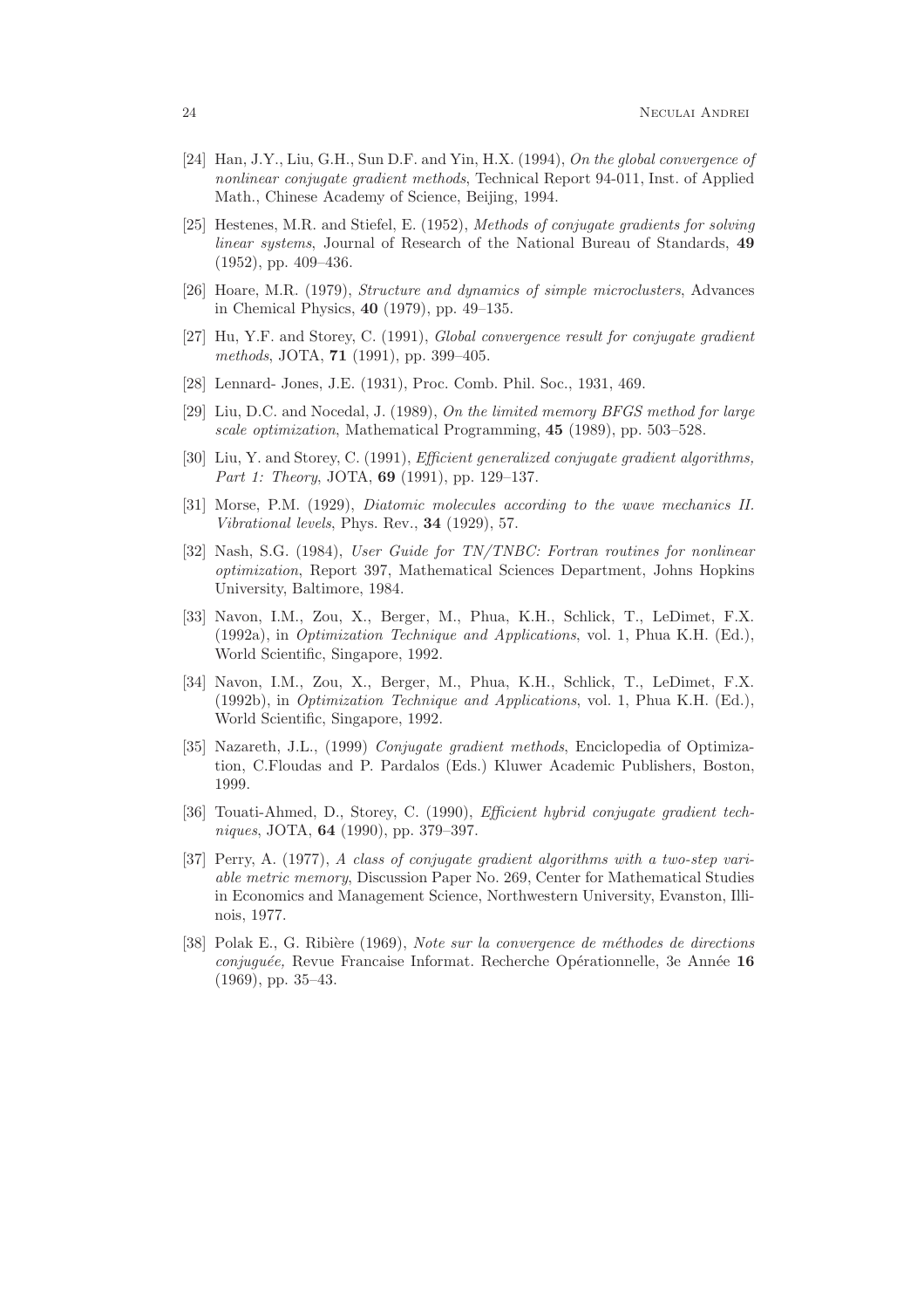[24] Han, J.Y., Liu, G.H., Sun D.F. and Yin, H.X. (1994), *On the global convergence of nonlinear conjugate gradient methods*, Technical Report 94-011, Inst. of Applied Math., Chinese Academy of Science, Beijing, 1994.

[25] Hestenes, M.R. and Stiefel, E. (1952), *Methods of conjugate gradients for solving linear systems*, Journal of Research of the National Bureau of Standards, **49** (1952), pp. 409–436.

[26] Hoare, M.R. (1979), *Structure and dynamics of simple microclusters*, Advances in Chemical Physics, **40** (1979), pp. 49–135.

[27] Hu, Y.F. and Storey, C. (1991), *Global convergence result for conjugate gradient methods*, JOTA, **71** (1991), pp. 399–405.

[28] Lennard- Jones, J.E. (1931), Proc. Comb. Phil. Soc., 1931, 469.

[29] Liu, D.C. and Nocedal, J. (1989), *On the limited memory BFGS method for large scale optimization*, Mathematical Programming, **45** (1989), pp. 503–528.

[30] Liu, Y. and Storey, C. (1991), *Efficient generalized conjugate gradient algorithms, Part 1: Theory*, JOTA, **69** (1991), pp. 129–137.

[31] Morse, P.M. (1929), *Diatomic molecules according to the wave mechanics II. Vibrational levels*, Phys. Rev., **34** (1929), 57.

[32] Nash, S.G. (1984), *User Guide for TN/TNBC: Fortran routines for nonlinear optimization*, Report 397, Mathematical Sciences Department, Johns Hopkins University, Baltimore, 1984.

[33] Navon, I.M., Zou, X., Berger, M., Phua, K.H., Schlick, T., LeDimet, F.X. (1992a), in *Optimization Technique and Applications*, vol. 1, Phua K.H. (Ed.), World Scientific, Singapore, 1992.

[34] Navon, I.M., Zou, X., Berger, M., Phua, K.H., Schlick, T., LeDimet, F.X. (1992b), in *Optimization Technique and Applications*, vol. 1, Phua K.H. (Ed.), World Scientific, Singapore, 1992.

[35] Nazareth, J.L., (1999) *Conjugate gradient methods*, Enciclopedia of Optimization, C.Floudas and P. Pardalos (Eds.) Kluwer Academic Publishers, Boston, 1999.

[36] Touati-Ahmed, D., Storey, C. (1990), *Efficient hybrid conjugate gradient techniques*, JOTA, **64** (1990), pp. 379–397.

[37] Perry, A. (1977), *A class of conjugate gradient algorithms with a two-step variable metric memory*, Discussion Paper No. 269, Center for Mathematical Studies in Economics and Management Science, Northwestern University, Evanston, Illinois, 1977.

[38] Polak E., G. Ribière (1969), *Note sur la convergence de méthodes de directions conjuguée,* Revue Francaise Informat. Recherche Opérationnelle, 3e Année **16** (1969), pp. 35–43.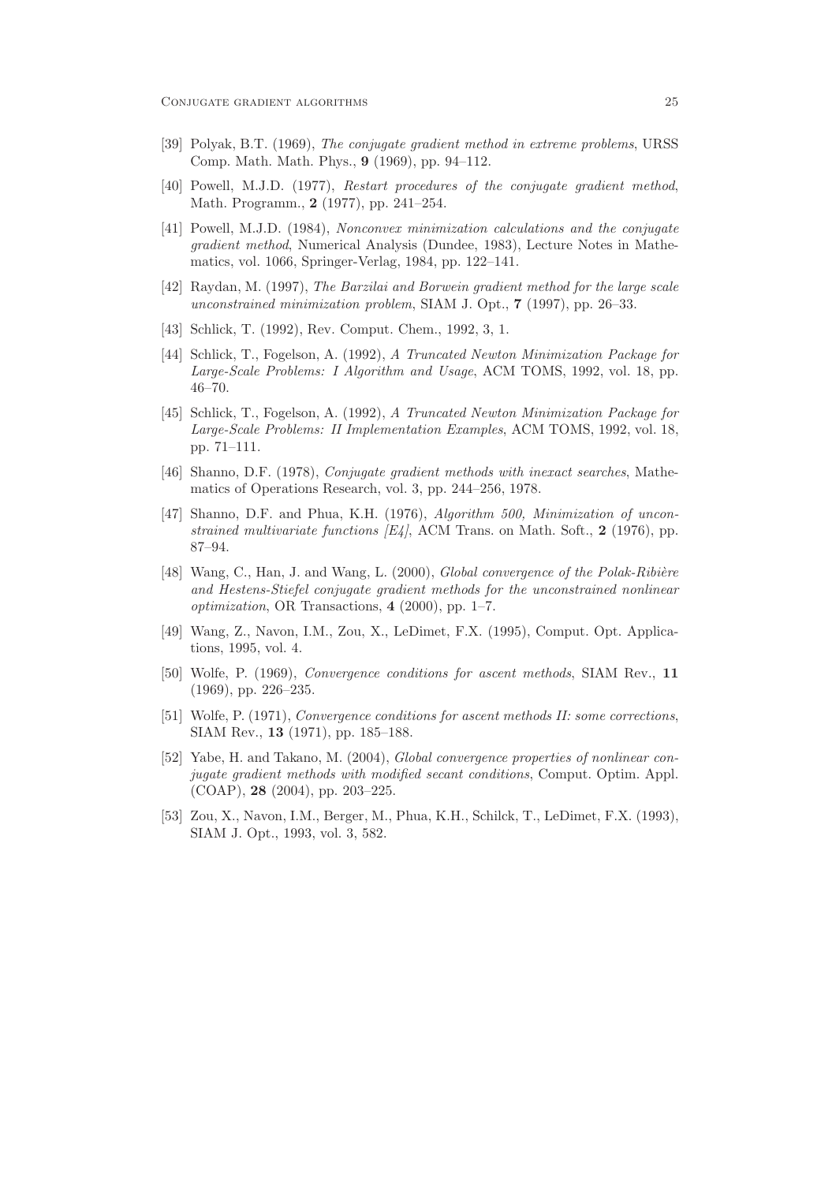- [39] Polyak, B.T. (1969), *The conjugate gradient method in extreme problems*, URSS Comp. Math. Math. Phys., **9** (1969), pp. 94–112.
- [40] Powell, M.J.D. (1977), *Restart procedures of the conjugate gradient method*, Math. Programm., **2** (1977), pp. 241–254.
- [41] Powell, M.J.D. (1984), *Nonconvex minimization calculations and the conjugate gradient method*, Numerical Analysis (Dundee, 1983), Lecture Notes in Mathematics, vol. 1066, Springer-Verlag, 1984, pp. 122–141.
- [42] Raydan, M. (1997), *The Barzilai and Borwein gradient method for the large scale unconstrained minimization problem*, SIAM J. Opt., **7** (1997), pp. 26–33.
- [43] Schlick, T. (1992), Rev. Comput. Chem., 1992, 3, 1.
- [44] Schlick, T., Fogelson, A. (1992), *A Truncated Newton Minimization Package for Large-Scale Problems: I Algorithm and Usage*, ACM TOMS, 1992, vol. 18, pp. 46–70.
- [45] Schlick, T., Fogelson, A. (1992), *A Truncated Newton Minimization Package for Large-Scale Problems: II Implementation Examples*, ACM TOMS, 1992, vol. 18, pp. 71–111.
- [46] Shanno, D.F. (1978), *Conjugate gradient methods with inexact searches*, Mathematics of Operations Research, vol. 3, pp. 244–256, 1978.
- [47] Shanno, D.F. and Phua, K.H. (1976), *Algorithm 500, Minimization of unconstrained multivariate functions [E4]*, ACM Trans. on Math. Soft., **2** (1976), pp. 87–94.
- [48] Wang, C., Han, J. and Wang, L. (2000), *Global convergence of the Polak-Ribière and Hestens-Stiefel conjugate gradient methods for the unconstrained nonlinear optimization*, OR Transactions, **4** (2000), pp. 1–7.
- [49] Wang, Z., Navon, I.M., Zou, X., LeDimet, F.X. (1995), Comput. Opt. Applications, 1995, vol. 4.
- [50] Wolfe, P. (1969), *Convergence conditions for ascent methods*, SIAM Rev., **11** (1969), pp. 226–235.
- [51] Wolfe, P. (1971), *Convergence conditions for ascent methods II: some corrections*, SIAM Rev., **13** (1971), pp. 185–188.
- [52] Yabe, H. and Takano, M. (2004), *Global convergence properties of nonlinear conjugate gradient methods with modified secant conditions*, Comput. Optim. Appl. (COAP), **28** (2004), pp. 203–225.
- [53] Zou, X., Navon, I.M., Berger, M., Phua, K.H., Schilck, T., LeDimet, F.X. (1993), SIAM J. Opt., 1993, vol. 3, 582.